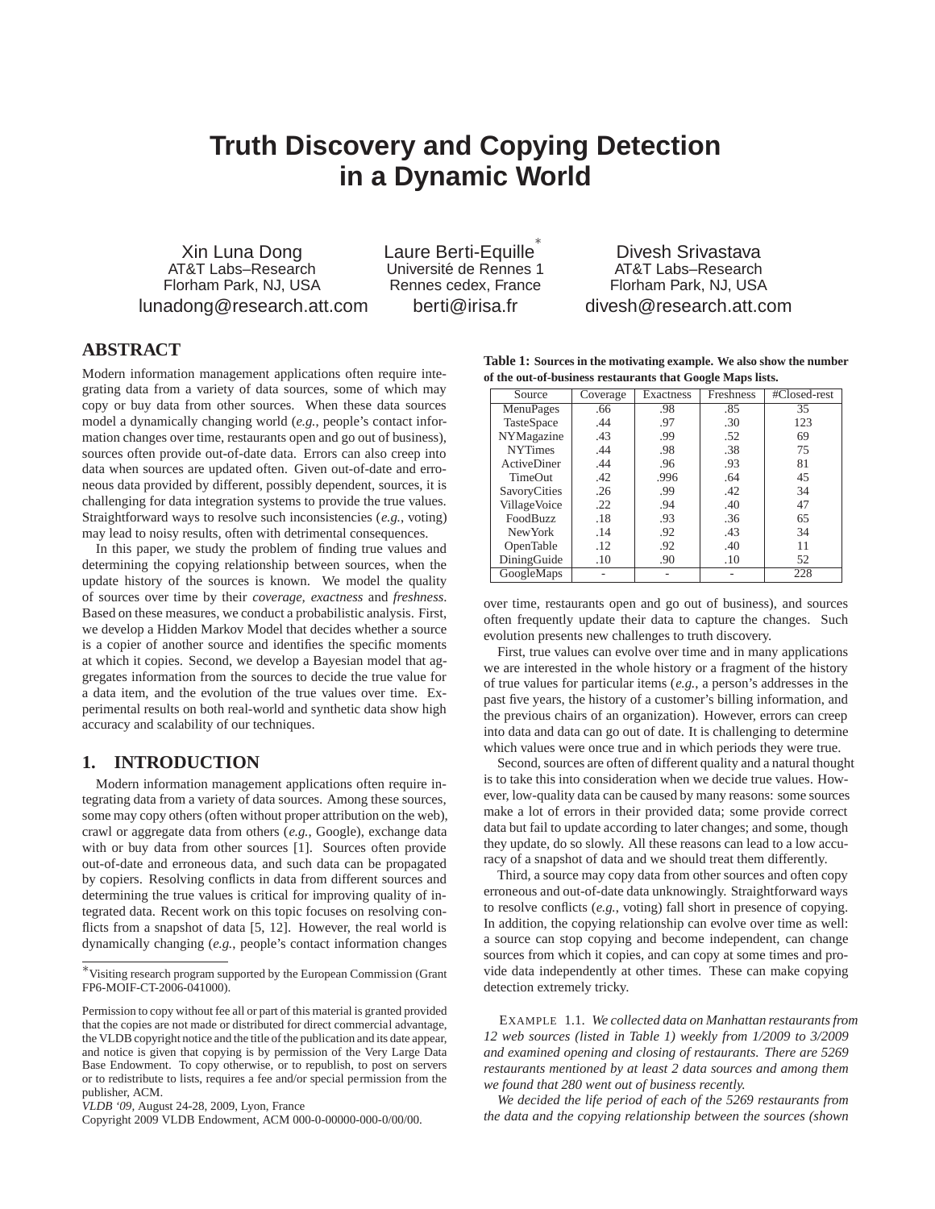# Truth Discovery and Copying Detection in a Dynamic World

Xin Luna Dong
AT&T Labs–Research
Florham Park, NJ, USA
lunadong@research.att.com

Laure Berti-Equille[*]
Université de Rennes 1
Rennes cedex, France
berti@irisa.fr

Divesh Srivastava
AT&T Labs–Research
Florham Park, NJ, USA
divesh@research.att.com

## ABSTRACT

Modern information management applications often require integrating data from a variety of data sources, some of which may copy or buy data from other sources. When these data sources model a dynamically changing world (*e.g.*, people's contact information changes over time, restaurants open and go out of business), sources often provide out-of-date data. Errors can also creep into data when sources are updated often. Given out-of-date and erroneous data provided by different, possibly dependent, sources, it is challenging for data integration systems to provide the true values. Straightforward ways to resolve such inconsistencies (*e.g.*, voting) may lead to noisy results, often with detrimental consequences.

In this paper, we study the problem of finding true values and determining the copying relationship between sources, when the update history of the sources is known. We model the quality of sources over time by their *coverage*, *exactness* and *freshness*. Based on these measures, we conduct a probabilistic analysis. First, we develop a Hidden Markov Model that decides whether a source is a copier of another source and identifies the specific moments at which it copies. Second, we develop a Bayesian model that aggregates information from the sources to decide the true value for a data item, and the evolution of the true values over time. Experimental results on both real-world and synthetic data show high accuracy and scalability of our techniques.

## 1. INTRODUCTION

Modern information management applications often require integrating data from a variety of data sources. Among these sources, some may copy others (often without proper attribution on the web), crawl or aggregate data from others (*e.g.*, Google), exchange data with or buy data from other sources [1]. Sources often provide out-of-date and erroneous data, and such data can be propagated by copiers. Resolving conflicts in data from different sources and determining the true values is critical for improving quality of integrated data. Recent work on this topic focuses on resolving conflicts from a snapshot of data [5, 12]. However, the real world is dynamically changing (*e.g.*, people's contact information changes over time, restaurants open and go out of business), and sources often frequently update their data to capture the changes. Such evolution presents new challenges to truth discovery.

**Table 1: Sources in the motivating example. We also show the number of the out-of-business restaurants that Google Maps lists.**

| Source | Coverage | Exactness | Freshness | #Closed-rest |
|---|---|---|---|---|
| MenuPages | .66 | .98 | .85 | 35 |
| TasteSpace | .44 | .97 | .30 | 123 |
| NYMagazine | .43 | .99 | .52 | 69 |
| NYTimes | .44 | .98 | .38 | 75 |
| ActiveDiner | .44 | .96 | .93 | 81 |
| TimeOut | .42 | .996 | .64 | 45 |
| SavoryCities | .26 | .99 | .42 | 34 |
| VillageVoice | .22 | .94 | .40 | 47 |
| FoodBuzz | .18 | .93 | .36 | 65 |
| NewYork | .14 | .92 | .43 | 34 |
| OpenTable | .12 | .92 | .40 | 11 |
| DiningGuide | .10 | .90 | .10 | 52 |
| GoogleMaps | - | - | - | 228 |

First, true values can evolve over time and in many applications we are interested in the whole history or a fragment of the history of true values for particular items (*e.g.*, a person's addresses in the past five years, the history of a customer's billing information, and the previous chairs of an organization). However, errors can creep into data and data can go out of date. It is challenging to determine which values were once true and in which periods they were true.

Second, sources are often of different quality and a natural thought is to take this into consideration when we decide true values. However, low-quality data can be caused by many reasons: some sources make a lot of errors in their provided data; some provide correct data but fail to update according to later changes; and some, though they update, do so slowly. All these reasons can lead to a low accuracy of a snapshot of data and we should treat them differently.

Third, a source may copy data from other sources and often copy erroneous and out-of-date data unknowingly. Straightforward ways to resolve conflicts (*e.g.*, voting) fall short in presence of copying. In addition, the copying relationship can evolve over time as well: a source can stop copying and become independent, can change sources from which it copies, and can copy at some times and provide data independently at other times. These can make copying detection extremely tricky.

EXAMPLE 1.1. *We collected data on Manhattan restaurants from 12 web sources (listed in Table 1) weekly from 1/2009 to 3/2009 and examined opening and closing of restaurants. There are 5269 restaurants mentioned by at least 2 data sources and among them we found that 280 went out of business recently.*

*We decided the life period of each of the 5269 restaurants from the data and the copying relationship between the sources (shown*

---

[*]Visiting research program supported by the European Commission (Grant FP6-MOIF-CT-2006-041000).

Permission to copy without fee all or part of this material is granted provided that the copies are not made or distributed for direct commercial advantage, the VLDB copyright notice and the title of the publication and its date appear, and notice is given that copying is by permission of the Very Large Data Base Endowment. To copy otherwise, or to republish, to post on servers or to redistribute to lists, requires a fee and/or special permission from the publisher, ACM.

*VLDB '09*, August 24-28, 2009, Lyon, France

Copyright 2009 VLDB Endowment, ACM 000-0-00000-000-0/00/00.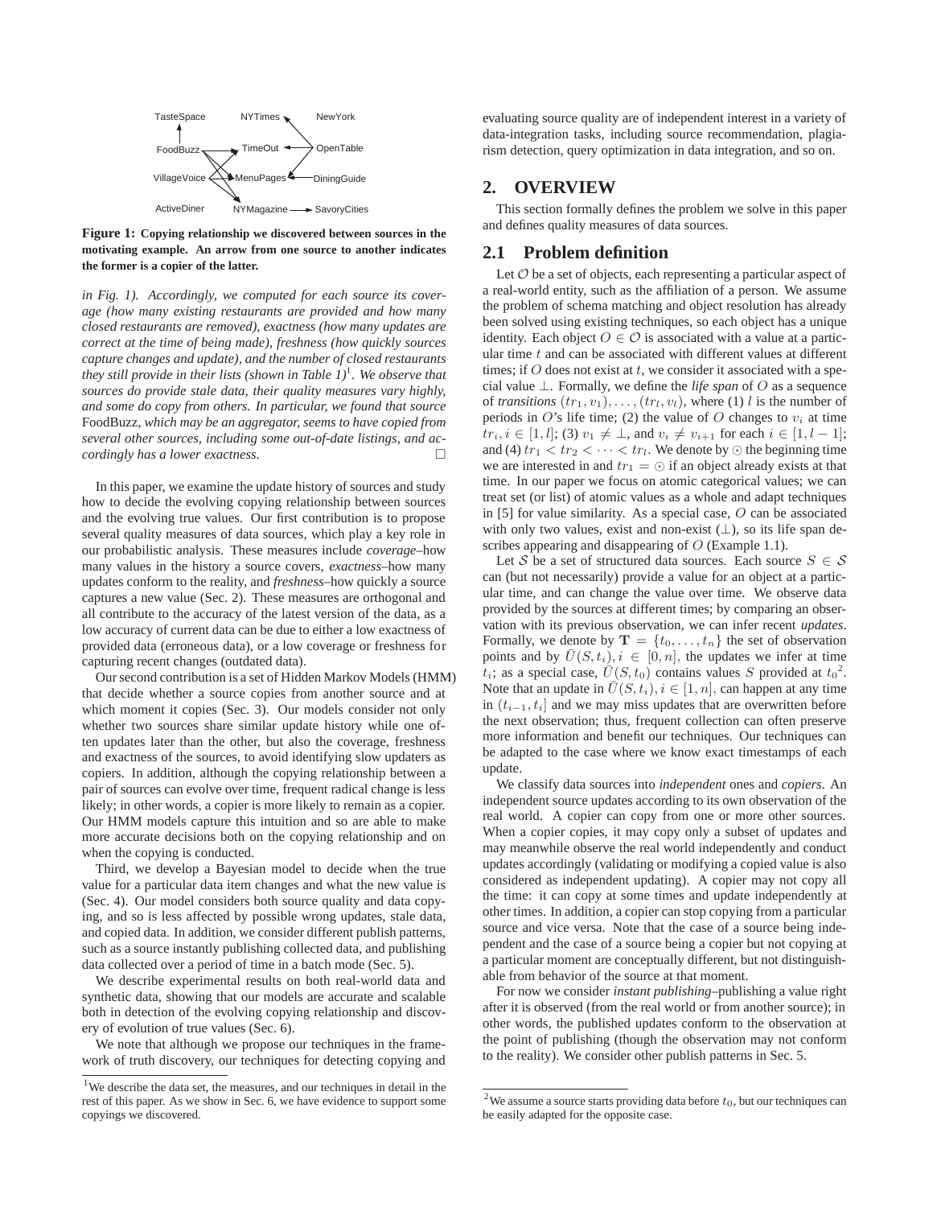TasteSpace

NYTimes

NewYork

FoodBuzz

TimeOut

OpenTable

VillageVoice

MenuPages

DiningGuide

ActiveDiner

NYMagazine

SavoryCities

**Figure 1: Copying relationship we discovered between sources in the motivating example. An arrow from one source to another indicates the former is a copier of the latter.**

*in Fig. 1). Accordingly, we computed for each source its coverage (how many existing restaurants are provided and how many closed restaurants are removed), exactness (how many updates are correct at the time of being made), freshness (how quickly sources capture changes and update), and the number of closed restaurants they still provide in their lists (shown in Table 1)*[1]. *We observe that sources do provide stale data, their quality measures vary highly, and some do copy from others. In particular, we found that source* FoodBuzz, *which may be an aggregator, seems to have copied from several other sources, including some out-of-date listings, and accordingly has a lower exactness.* □

In this paper, we examine the update history of sources and study how to decide the evolving copying relationship between sources and the evolving true values. Our first contribution is to propose several quality measures of data sources, which play a key role in our probabilistic analysis. These measures include *coverage*–how many values in the history a source covers, *exactness*–how many updates conform to the reality, and *freshness*–how quickly a source captures a new value (Sec. 2). These measures are orthogonal and all contribute to the accuracy of the latest version of the data, as a low accuracy of current data can be due to either a low exactness of provided data (erroneous data), or a low coverage or freshness for capturing recent changes (outdated data).

Our second contribution is a set of Hidden Markov Models (HMM) that decide whether a source copies from another source and at which moment it copies (Sec. 3). Our models consider not only whether two sources share similar update history while one often updates later than the other, but also the coverage, freshness and exactness of the sources, to avoid identifying slow updaters as copiers. In addition, although the copying relationship between a pair of sources can evolve over time, frequent radical change is less likely; in other words, a copier is more likely to remain as a copier. Our HMM models capture this intuition and so are able to make more accurate decisions both on the copying relationship and on when the copying is conducted.

Third, we develop a Bayesian model to decide when the true value for a particular data item changes and what the new value is (Sec. 4). Our model considers both source quality and data copying, and so is less affected by possible wrong updates, stale data, and copied data. In addition, we consider different publish patterns, such as a source instantly publishing collected data, and publishing data collected over a period of time in a batch mode (Sec. 5).

We describe experimental results on both real-world data and synthetic data, showing that our models are accurate and scalable both in detection of the evolving copying relationship and discovery of evolution of true values (Sec. 6).

We note that although we propose our techniques in the framework of truth discovery, our techniques for detecting copying and evaluating source quality are of independent interest in a variety of data-integration tasks, including source recommendation, plagiarism detection, query optimization in data integration, and so on.

[1] We describe the data set, the measures, and our techniques in detail in the rest of this paper. As we show in Sec. 6, we have evidence to support some copyings we discovered.

## 2. OVERVIEW

This section formally defines the problem we solve in this paper and defines quality measures of data sources.

### 2.1 Problem definition

Let $\mathcal{O}$ be a set of objects, each representing a particular aspect of a real-world entity, such as the affiliation of a person. We assume the problem of schema matching and object resolution has already been solved using existing techniques, so each object has a unique identity. Each object $O \in \mathcal{O}$ is associated with a value at a particular time $t$ and can be associated with different values at different times; if $O$ does not exist at $t$, we consider it associated with a special value $\perp$. Formally, we define the *life span* of $O$ as a sequence of *transitions* $(tr_1, v_1), \ldots, (tr_l, v_l)$, where (1) $l$ is the number of periods in $O$'s life time; (2) the value of $O$ changes to $v_i$ at time $tr_i, i \in [1, l]$; (3) $v_1 \neq \perp$, and $v_i \neq v_{i+1}$ for each $i \in [1, l-1]$; and (4) $tr_1 < tr_2 < \cdots < tr_l$. We denote by $\odot$ the beginning time we are interested in and $tr_1 = \odot$ if an object already exists at that time. In our paper we focus on atomic categorical values; we can treat set (or list) of atomic values as a whole and adapt techniques in [5] for value similarity. As a special case, $O$ can be associated with only two values, exist and non-exist ($\perp$), so its life span describes appearing and disappearing of $O$ (Example 1.1).

Let $\mathcal{S}$ be a set of structured data sources. Each source $S \in \mathcal{S}$ can (but not necessarily) provide a value for an object at a particular time, and can change the value over time. We observe data provided by the sources at different times; by comparing an observation with its previous observation, we can infer recent *updates*. Formally, we denote by $\mathbf{T} = \{t_0, \ldots, t_n\}$ the set of observation points and by $\bar{U}(S, t_i), i \in [0, n]$, the updates we infer at time $t_i$; as a special case, $\bar{U}(S, t_0)$ contains values $S$ provided at $t_0$[2]. Note that an update in $\bar{U}(S, t_i), i \in [1, n]$, can happen at any time in $(t_{i-1}, t_i]$ and we may miss updates that are overwritten before the next observation; thus, frequent collection can often preserve more information and benefit our techniques. Our techniques can be adapted to the case where we know exact timestamps of each update.

We classify data sources into *independent* ones and *copiers*. An independent source updates according to its own observation of the real world. A copier can copy from one or more other sources. When a copier copies, it may copy only a subset of updates and may meanwhile observe the real world independently and conduct updates accordingly (validating or modifying a copied value is also considered as independent updating). A copier may not copy all the time: it can copy at some times and update independently at other times. In addition, a copier can stop copying from a particular source and vice versa. Note that the case of a source being independent and the case of a source being a copier but not copying at a particular moment are conceptually different, but not distinguishable from behavior of the source at that moment.

For now we consider *instant publishing*–publishing a value right after it is observed (from the real world or from another source); in other words, the published updates conform to the observation at the point of publishing (though the observation may not conform to the reality). We consider other publish patterns in Sec. 5.

[2] We assume a source starts providing data before $t_0$, but our techniques can be easily adapted for the opposite case.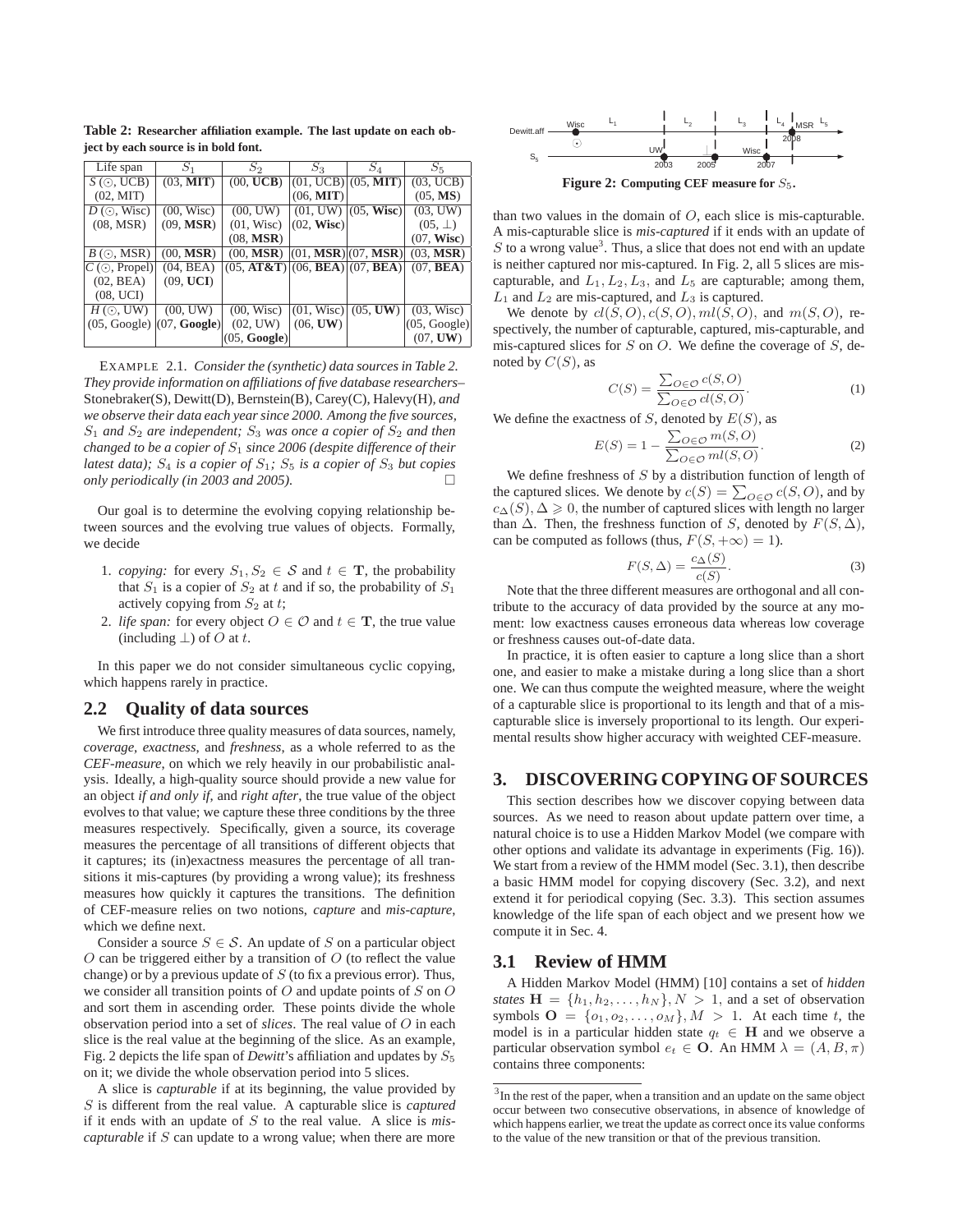**Table 2: Researcher affiliation example. The last update on each object by each source is in bold font.**

| Life span | $S_1$ | $S_2$ | $S_3$ | $S_4$ | $S_5$ |
|---|---|---|---|---|---|
| $S$ (⊙, UCB) (02, MIT) | (03, **MIT**) | (00, **UCB**) | (01, UCB) (06, **MIT**) | (05, **MIT**) | (03, UCB) (05, **MS**) |
| $D$ (⊙, Wisc) (08, MSR) | (00, Wisc) (09, **MSR**) | (00, UW) (01, Wisc) (08, **MSR**) | (01, UW) (02, **Wisc**) | (05, **Wisc**) | (03, UW) (05, ⊥) (07, **Wisc**) |
| $B$ (⊙, MSR) | (00, **MSR**) | (00, **MSR**) | (01, **MSR**) | (07, **MSR**) | (03, **MSR**) |
| $C$ (⊙, Propel) (02, BEA) (08, UCI) | (04, BEA) (09, **UCI**) | (05, **AT&T**) | (06, **BEA**) | (07, **BEA**) | (07, **BEA**) |
| $H$ (⊙, UW) (05, Google) | (00, UW) (07, **Google**) | (00, Wisc) (02, UW) (05, **Google**) | (01, Wisc) (06, **UW**) | (05, **UW**) | (03, Wisc) (05, Google) (07, **UW**) |

EXAMPLE 2.1. *Consider the (synthetic) data sources in Table 2. They provide information on affiliations of five database researchers–* Stonebraker(S), Dewitt(D), Bernstein(B), Carey(C), Halevy(H)*, and we observe their data each year since 2000. Among the five sources, $S_1$ and $S_2$ are independent; $S_3$ was once a copier of $S_2$ and then changed to be a copier of $S_1$ since 2006 (despite difference of their latest data); $S_4$ is a copier of $S_1$; $S_5$ is a copier of $S_3$ but copies only periodically (in 2003 and 2005).* □

Our goal is to determine the evolving copying relationship between sources and the evolving true values of objects. Formally, we decide

1. *copying:* for every $S_1, S_2 \in \mathcal{S}$ and $t \in \mathbf{T}$, the probability that $S_1$ is a copier of $S_2$ at $t$ and if so, the probability of $S_1$ actively copying from $S_2$ at $t$;
2. *life span:* for every object $O \in \mathcal{O}$ and $t \in \mathbf{T}$, the true value (including $\perp$) of $O$ at $t$.

In this paper we do not consider simultaneous cyclic copying, which happens rarely in practice.

## 2.2 Quality of data sources

We first introduce three quality measures of data sources, namely, *coverage*, *exactness*, and *freshness*, as a whole referred to as the *CEF-measure*, on which we rely heavily in our probabilistic analysis. Ideally, a high-quality source should provide a new value for an object *if and only if*, and *right after*, the true value of the object evolves to that value; we capture these three conditions by the three measures respectively. Specifically, given a source, its coverage measures the percentage of all transitions of different objects that it captures; its (in)exactness measures the percentage of all transitions it mis-captures (by providing a wrong value); its freshness measures how quickly it captures the transitions. The definition of CEF-measure relies on two notions, *capture* and *mis-capture*, which we define next.

Consider a source $S \in \mathcal{S}$. An update of $S$ on a particular object $O$ can be triggered either by a transition of $O$ (to reflect the value change) or by a previous update of $S$ (to fix a previous error). Thus, we consider all transition points of $O$ and update points of $S$ on $O$ and sort them in ascending order. These points divide the whole observation period into a set of *slices*. The real value of $O$ in each slice is the real value at the beginning of the slice. As an example, Fig. 2 depicts the life span of *Dewitt*'s affiliation and updates by $S_5$ on it; we divide the whole observation period into 5 slices.

A slice is *capturable* if at its beginning, the value provided by $S$ is different from the real value. A capturable slice is *captured* if it ends with an update of $S$ to the real value. A slice is *mis-capturable* if $S$ can update to a wrong value; when there are more than two values in the domain of $O$, each slice is mis-capturable. A mis-capturable slice is *mis-captured* if it ends with an update of $S$ to a wrong value[3]. Thus, a slice that does not end with an update is neither captured nor mis-captured. In Fig. 2, all 5 slices are mis-capturable, and $L_1, L_2, L_3$, and $L_5$ are capturable; among them, $L_1$ and $L_2$ are mis-captured, and $L_3$ is captured.

**Figure 2: Computing CEF measure for $S_5$.**

We denote by $cl(S,O), c(S,O), ml(S,O)$, and $m(S,O)$, respectively, the number of capturable, captured, mis-capturable, and mis-captured slices for $S$ on $O$. We define the coverage of $S$, denoted by $C(S)$, as

$$C(S) = \frac{\sum_{O \in \mathcal{O}} c(S,O)}{\sum_{O \in \mathcal{O}} cl(S,O)}. \tag{1}$$

We define the exactness of $S$, denoted by $E(S)$, as

$$E(S) = 1 - \frac{\sum_{O \in \mathcal{O}} m(S,O)}{\sum_{O \in \mathcal{O}} ml(S,O)}. \tag{2}$$

We define freshness of $S$ by a distribution function of length of the captured slices. We denote by $c(S) = \sum_{O \in \mathcal{O}} c(S,O)$, and by $c_\Delta(S), \Delta \geqslant 0$, the number of captured slices with length no larger than $\Delta$. Then, the freshness function of $S$, denoted by $F(S,\Delta)$, can be computed as follows (thus, $F(S,+\infty) = 1$).

$$F(S,\Delta) = \frac{c_\Delta(S)}{c(S)}. \tag{3}$$

Note that the three different measures are orthogonal and all contribute to the accuracy of data provided by the source at any moment: low exactness causes erroneous data whereas low coverage or freshness causes out-of-date data.

In practice, it is often easier to capture a long slice than a short one, and easier to make a mistake during a long slice than a short one. We can thus compute the weighted measure, where the weight of a capturable slice is proportional to its length and that of a mis-capturable slice is inversely proportional to its length. Our experimental results show higher accuracy with weighted CEF-measure.

# 3. DISCOVERING COPYING OF SOURCES

This section describes how we discover copying between data sources. As we need to reason about update pattern over time, a natural choice is to use a Hidden Markov Model (we compare with other options and validate its advantage in experiments (Fig. 16)). We start from a review of the HMM model (Sec. 3.1), then describe a basic HMM model for copying discovery (Sec. 3.2), and next extend it for periodical copying (Sec. 3.3). This section assumes knowledge of the life span of each object and we present how we compute it in Sec. 4.

## 3.1 Review of HMM

A Hidden Markov Model (HMM) [10] contains a set of *hidden states* $\mathbf{H} = \{h_1, h_2, \ldots, h_N\}, N > 1$, and a set of observation symbols $\mathbf{O} = \{o_1, o_2, \ldots, o_M\}, M > 1$. At each time $t$, the model is in a particular hidden state $q_t \in \mathbf{H}$ and we observe a particular observation symbol $e_t \in \mathbf{O}$. An HMM $\lambda = (A, B, \pi)$ contains three components:

[3] In the rest of the paper, when a transition and an update on the same object occur between two consecutive observations, in absence of knowledge of which happens earlier, we treat the update as correct once its value conforms to the value of the new transition or that of the previous transition.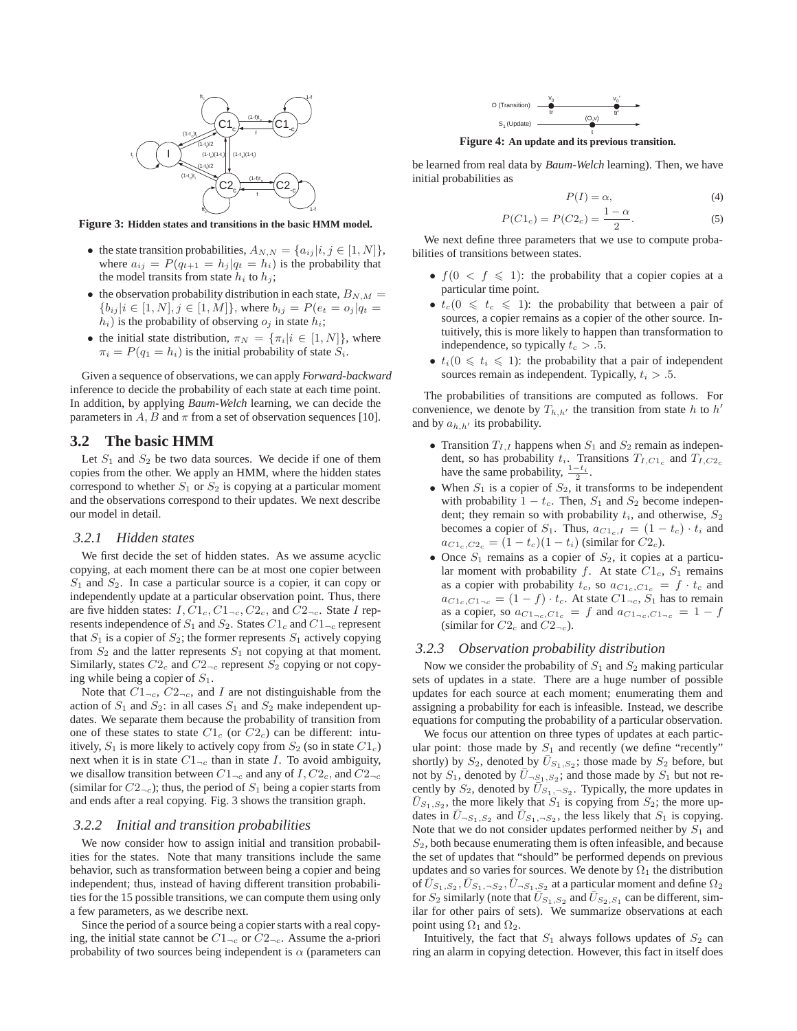Figure 3: Hidden states and transitions in the basic HMM model.

- the state transition probabilities, $A_{N,N} = \{a_{ij}|i,j \in [1,N]\}$, where $a_{ij} = P(q_{t+1} = h_j|q_t = h_i)$ is the probability that the model transits from state $h_i$ to $h_j$;
- the observation probability distribution in each state, $B_{N,M} = \{b_{ij}|i \in [1,N], j \in [1,M]\}$, where $b_{ij} = P(e_t = o_j|q_t = h_i)$ is the probability of observing $o_j$ in state $h_i$;
- the initial state distribution, $\pi_N = \{\pi_i|i \in [1,N]\}$, where $\pi_i = P(q_1 = h_i)$ is the initial probability of state $S_i$.

Given a sequence of observations, we can apply *Forward-backward* inference to decide the probability of each state at each time point. In addition, by applying *Baum-Welch* learning, we can decide the parameters in $A$, $B$ and $\pi$ from a set of observation sequences [10].

## 3.2 The basic HMM

Let $S_1$ and $S_2$ be two data sources. We decide if one of them copies from the other. We apply an HMM, where the hidden states correspond to whether $S_1$ or $S_2$ is copying at a particular moment and the observations correspond to their updates. We next describe our model in detail.

### 3.2.1 Hidden states

We first decide the set of hidden states. As we assume acyclic copying, at each moment there can be at most one copier between $S_1$ and $S_2$. In case a particular source is a copier, it can copy or independently update at a particular observation point. Thus, there are five hidden states: $I, C1_c, C1_{\neg c}, C2_c$, and $C2_{\neg c}$. State $I$ represents independence of $S_1$ and $S_2$. States $C1_c$ and $C1_{\neg c}$ represent that $S_1$ is a copier of $S_2$; the former represents $S_1$ actively copying from $S_2$ and the latter represents $S_1$ not copying at that moment. Similarly, states $C2_c$ and $C2_{\neg c}$ represent $S_2$ copying or not copying while being a copier of $S_1$.

Note that $C1_{\neg c}$, $C2_{\neg c}$, and $I$ are not distinguishable from the action of $S_1$ and $S_2$: in all cases $S_1$ and $S_2$ make independent updates. We separate them because the probability of transition from one of these states to state $C1_c$ (or $C2_c$) can be different: intuitively, $S_1$ is more likely to actively copy from $S_2$ (so in state $C1_c$) next when it is in state $C1_{\neg c}$ than in state $I$. To avoid ambiguity, we disallow transition between $C1_{\neg c}$ and any of $I, C2_c$, and $C2_{\neg c}$ (similar for $C2_{\neg c}$); thus, the period of $S_1$ being a copier starts from and ends after a real copying. Fig. 3 shows the transition graph.

### 3.2.2 Initial and transition probabilities

We now consider how to assign initial and transition probabilities for the states. Note that many transitions include the same behavior, such as transformation between being a copier and being independent; thus, instead of having different transition probabilities for the 15 possible transitions, we can compute them using only a few parameters, as we describe next.

Since the period of a source being a copier starts with a real copying, the initial state cannot be $C1_{\neg c}$ or $C2_{\neg c}$. Assume the a-priori probability of two sources being independent is $\alpha$ (parameters can be learned from real data by *Baum-Welch* learning). Then, we have initial probabilities as

$$P(I) = \alpha, \tag{4}$$

$$P(C1_c) = P(C2_c) = \frac{1-\alpha}{2}. \tag{5}$$

Figure 4: An update and its previous transition.

We next define three parameters that we use to compute probabilities of transitions between states.

- $f(0 < f \leqslant 1)$: the probability that a copier copies at a particular time point.
- $t_c(0 \leqslant t_c \leqslant 1)$: the probability that between a pair of sources, a copier remains as a copier of the other source. Intuitively, this is more likely to happen than transformation to independence, so typically $t_c > .5$.
- $t_i(0 \leqslant t_i \leqslant 1)$: the probability that a pair of independent sources remain as independent. Typically, $t_i > .5$.

The probabilities of transitions are computed as follows. For convenience, we denote by $T_{h,h'}$ the transition from state $h$ to $h'$ and by $a_{h,h'}$ its probability.

- Transition $T_{I,I}$ happens when $S_1$ and $S_2$ remain as independent, so has probability $t_i$. Transitions $T_{I,C1_c}$ and $T_{I,C2_c}$ have the same probability, $\frac{1-t_i}{2}$.
- When $S_1$ is a copier of $S_2$, it transforms to be independent with probability $1 - t_c$. Then, $S_1$ and $S_2$ become independent; they remain so with probability $t_i$, and otherwise, $S_2$ becomes a copier of $S_1$. Thus, $a_{C1_c,I} = (1-t_c) \cdot t_i$ and $a_{C1_c,C2_c} = (1-t_c)(1-t_i)$ (similar for $C2_c$).
- Once $S_1$ remains as a copier of $S_2$, it copies at a particular moment with probability $f$. At state $C1_c$, $S_1$ remains as a copier with probability $t_c$, so $a_{C1_c,C1_c} = f \cdot t_c$ and $a_{C1_c,C1_{\neg c}} = (1-f) \cdot t_c$. At state $C1_{\neg c}$, $S_1$ has to remain as a copier, so $a_{C1_{\neg c},C1_c} = f$ and $a_{C1_{\neg c},C1_{\neg c}} = 1-f$ (similar for $C2_c$ and $C2_{\neg c}$).

### 3.2.3 Observation probability distribution

Now we consider the probability of $S_1$ and $S_2$ making particular sets of updates in a state. There are a huge number of possible updates for each source at each moment; enumerating them and assigning a probability for each is infeasible. Instead, we describe equations for computing the probability of a particular observation.

We focus our attention on three types of updates at each particular point: those made by $S_1$ and recently (we define "recently" shortly) by $S_2$, denoted by $\bar{U}_{S_1,S_2}$; those made by $S_2$ before, but not by $S_1$, denoted by $\bar{U}_{\neg S_1,S_2}$; and those made by $S_1$ but not recently by $S_2$, denoted by $\bar{U}_{S_1,\neg S_2}$. Typically, the more updates in $\bar{U}_{S_1,S_2}$, the more likely that $S_1$ is copying from $S_2$; the more updates in $\bar{U}_{\neg S_1,S_2}$ and $\bar{U}_{S_1,\neg S_2}$, the less likely that $S_1$ is copying. Note that we do not consider updates performed neither by $S_1$ and $S_2$, both because enumerating them is often infeasible, and because the set of updates that "should" be performed depends on previous updates and so varies for sources. We denote by $\Omega_1$ the distribution of $\bar{U}_{S_1,S_2}, \bar{U}_{S_1,\neg S_2}, \bar{U}_{\neg S_1,S_2}$ at a particular moment and define $\Omega_2$ for $S_2$ similarly (note that $\bar{U}_{S_1,S_2}$ and $\bar{U}_{S_2,S_1}$ can be different, similar for other pairs of sets). We summarize observations at each point using $\Omega_1$ and $\Omega_2$.

Intuitively, the fact that $S_1$ always follows updates of $S_2$ can ring an alarm in copying detection. However, this fact in itself does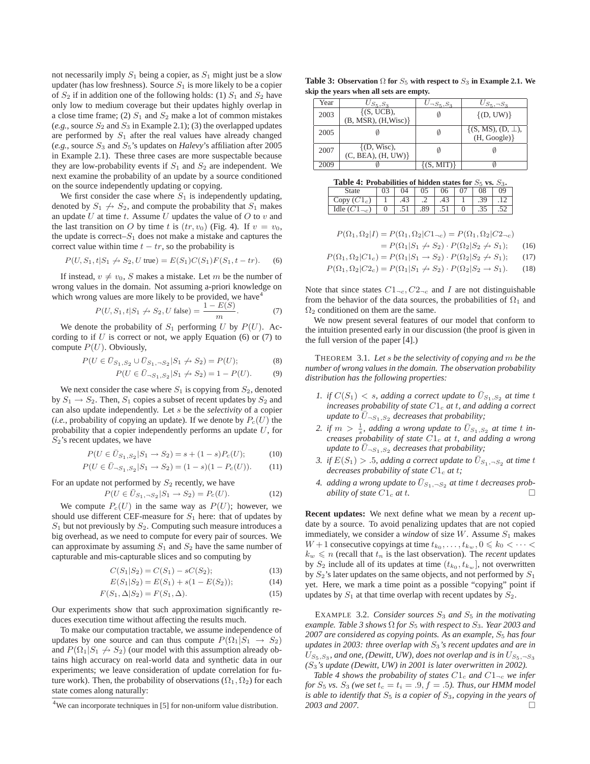not necessarily imply $S_1$ being a copier, as $S_1$ might just be a slow updater (has low freshness). Source $S_1$ is more likely to be a copier of $S_2$ if in addition one of the following holds: (1) $S_1$ and $S_2$ have only low to medium coverage but their updates highly overlap in a close time frame; (2) $S_1$ and $S_2$ make a lot of common mistakes (*e.g.*, source $S_2$ and $S_3$ in Example 2.1); (3) the overlapped updates are performed by $S_1$ after the real values have already changed (*e.g.*, source $S_3$ and $S_5$'s updates on *Halevy*'s affiliation after 2005 in Example 2.1). These three cases are more suspectable because they are low-probability events if $S_1$ and $S_2$ are independent. We next examine the probability of an update by a source conditioned on the source independently updating or copying.

We first consider the case where $S_1$ is independently updating, denoted by $S_1 \not\rightarrow S_2$, and compute the probability that $S_1$ makes an update $U$ at time $t$. Assume $U$ updates the value of $O$ to $v$ and the last transition on $O$ by time $t$ is $(tr, v_0)$ (Fig. 4). If $v = v_0$, the update is correct–$S_1$ does not make a mistake and captures the correct value within time $t - tr$, so the probability is

$$P(U, S_1, t | S_1 \not\rightarrow S_2, U \text{ true}) = E(S_1)C(S_1)F(S_1, t - tr). \quad (6)$$

If instead, $v \neq v_0$, $S$ makes a mistake. Let $m$ be the number of wrong values in the domain. Not assuming a-priori knowledge on which wrong values are more likely to be provided, we have[4]

$$P(U, S_1, t | S_1 \not\rightarrow S_2, U \text{ false}) = \frac{1 - E(S)}{m}. \quad (7)$$

We denote the probability of $S_1$ performing $U$ by $P(U)$. According to if $U$ is correct or not, we apply Equation (6) or (7) to compute $P(U)$. Obviously,

$$P(U \in \bar{U}_{S_1,S_2} \cup \bar{U}_{S_1,\neg S_2} | S_1 \not\rightarrow S_2) = P(U); \quad (8)$$

$$P(U \in \bar{U}_{\neg S_1,S_2} | S_1 \not\rightarrow S_2) = 1 - P(U). \quad (9)$$

We next consider the case where $S_1$ is copying from $S_2$, denoted by $S_1 \rightarrow S_2$. Then, $S_1$ copies a subset of recent updates by $S_2$ and can also update independently. Let $s$ be the *selectivity* of a copier (*i.e.*, probability of copying an update). If we denote by $P_c(U)$ the probability that a copier independently performs an update $U$, for $S_2$'s recent updates, we have

$$P(U \in \bar{U}_{S_1,S_2} | S_1 \rightarrow S_2) = s + (1 - s)P_c(U); \quad (10)$$

$$P(U \in \bar{U}_{\neg S_1,S_2} | S_1 \rightarrow S_2) = (1 - s)(1 - P_c(U)). \quad (11)$$

For an update not performed by $S_2$ recently, we have

$$P(U \in \bar{U}_{S_1,\neg S_2} | S_1 \rightarrow S_2) = P_c(U). \quad (12)$$

We compute $P_c(U)$ in the same way as $P(U)$; however, we should use different CEF-measure for $S_1$ here: that of updates by $S_1$ but not previously by $S_2$. Computing such measure introduces a big overhead, as we need to compute for every pair of sources. We can approximate by assuming $S_1$ and $S_2$ have the same number of capturable and mis-capturable slices and so computing by

$$C(S_1|S_2) = C(S_1) - sC(S_2); \quad (13)$$

$$E(S_1|S_2) = E(S_1) + s(1 - E(S_2)); \quad (14)$$

$$F(S_1, \Delta|S_2) = F(S_1, \Delta). \quad (15)$$

Our experiments show that such approximation significantly reduces execution time without affecting the results much.

To make our computation tractable, we assume independence of updates by one source and can thus compute $P(\Omega_1|S_1 \rightarrow S_2)$ and $P(\Omega_1|S_1 \not\rightarrow S_2)$ (our model with this assumption already obtains high accuracy on real-world data and synthetic data in our experiments; we leave consideration of update correlation for future work). Then, the probability of observations $(\Omega_1, \Omega_2)$ for each state comes along naturally:

$$P(\Omega_1, \Omega_2|I) = P(\Omega_1, \Omega_2|C1_{\neg c}) = P(\Omega_1, \Omega_2|C2_{\neg c})$$
$$= P(\Omega_1|S_1 \not\rightarrow S_2) \cdot P(\Omega_2|S_2 \not\rightarrow S_1); \quad (16)$$

$$P(\Omega_1, \Omega_2|C1_c) = P(\Omega_1|S_1 \rightarrow S_2) \cdot P(\Omega_2|S_2 \not\rightarrow S_1); \quad (17)$$

$$P(\Omega_1, \Omega_2|C2_c) = P(\Omega_1|S_1 \not\rightarrow S_2) \cdot P(\Omega_2|S_2 \rightarrow S_1). \quad (18)$$

Note that since states $C1_{\neg c}, C2_{\neg c}$ and $I$ are not distinguishable from the behavior of the data sources, the probabilities of $\Omega_1$ and $\Omega_2$ conditioned on them are the same.

We now present several features of our model that conform to the intuition presented early in our discussion (the proof is given in the full version of the paper [4].)

THEOREM 3.1. *Let $s$ be the selectivity of copying and $m$ be the number of wrong values in the domain. The observation probability distribution has the following properties:*

1. *if $C(S_1) < s$, adding a correct update to $\bar{U}_{S_1,S_2}$ at time $t$ increases probability of state $C1_c$ at $t$, and adding a correct update to $\bar{U}_{\neg S_1,S_2}$ decreases that probability;*
2. *if $m > \frac{1}{s}$, adding a wrong update to $\bar{U}_{S_1,S_2}$ at time $t$ increases probability of state $C1_c$ at $t$, and adding a wrong update to $\bar{U}_{\neg S_1,S_2}$ decreases that probability;*
3. *if $E(S_1) > .5$, adding a correct update to $\bar{U}_{S_1,\neg S_2}$ at time $t$ decreases probability of state $C1_c$ at $t$;*
4. *adding a wrong update to $\bar{U}_{S_1,\neg S_2}$ at time $t$ decreases probability of state $C1_c$ at $t$.* □

**Recent updates:** We next define what we mean by a *recent* update by a source. To avoid penalizing updates that are not copied immediately, we consider a *window* of size $W$. Assume $S_1$ makes $W+1$ consecutive copyings at time $t_{k_0}, \ldots, t_{k_w}, 0 \leqslant k_0 < \cdots < k_w \leqslant n$ (recall that $t_n$ is the last observation). The *recent* updates by $S_2$ include all of its updates at time $(t_{k_0}, t_{k_w}]$, not overwritten by $S_2$'s later updates on the same objects, and not performed by $S_1$ yet. Here, we mark a time point as a possible "copying" point if updates by $S_1$ at that time overlap with recent updates by $S_2$.

**Table 3: Observation $\Omega$ for $S_5$ with respect to $S_3$ in Example 2.1. We skip the years when all sets are empty.**

| Year | $U_{S_5,S_3}$ | $U_{\neg S_5,S_3}$ | $U_{S_5,\neg S_3}$ |
|---|---|---|---|
| 2003 | {(S, UCB), (B, MSR), (H,Wisc)} | ∅ | {(D, UW)} |
| 2005 | ∅ | ∅ | {(S, MS), (D, ⊥), (H, Google)} |
| 2007 | {(D, Wisc), (C, BEA), (H, UW)} | ∅ | ∅ |
| 2009 | ∅ | {(S, MIT)} | ∅ |

EXAMPLE 3.2. *Consider sources $S_3$ and $S_5$ in the motivating example. Table 3 shows $\Omega$ for $S_5$ with respect to $S_3$. Year 2003 and 2007 are considered as copying points. As an example, $S_5$ has four updates in 2003: three overlap with $S_3$'s recent updates and are in $U_{S_5,S_3}$, and one, (Dewitt, UW), does not overlap and is in $U_{S_5,\neg S_3}$ ($S_3$'s update (Dewitt, UW) in 2001 is later overwritten in 2002).*

**Table 4: Probabilities of hidden states for $S_5$ vs. $S_3$.**

| State | 03 | 04 | 05 | 06 | 07 | 08 | 09 |
|---|---|---|---|---|---|---|---|
| Copy ($C1_c$) | 1 | .43 | .2 | .43 | 1 | .39 | .12 |
| Idle ($C1_{\neg c}$) | 0 | .51 | .89 | .51 | 0 | .35 | .52 |

*Table 4 shows the probability of states $C1_c$ and $C1_{\neg c}$ we infer for $S_5$ vs. $S_3$ (we set $t_c = t_i = .9, f = .5$). Thus, our HMM model is able to identify that $S_5$ is a copier of $S_3$, copying in the years of 2003 and 2007.* □

[4] We can incorporate techniques in [5] for non-uniform value distribution.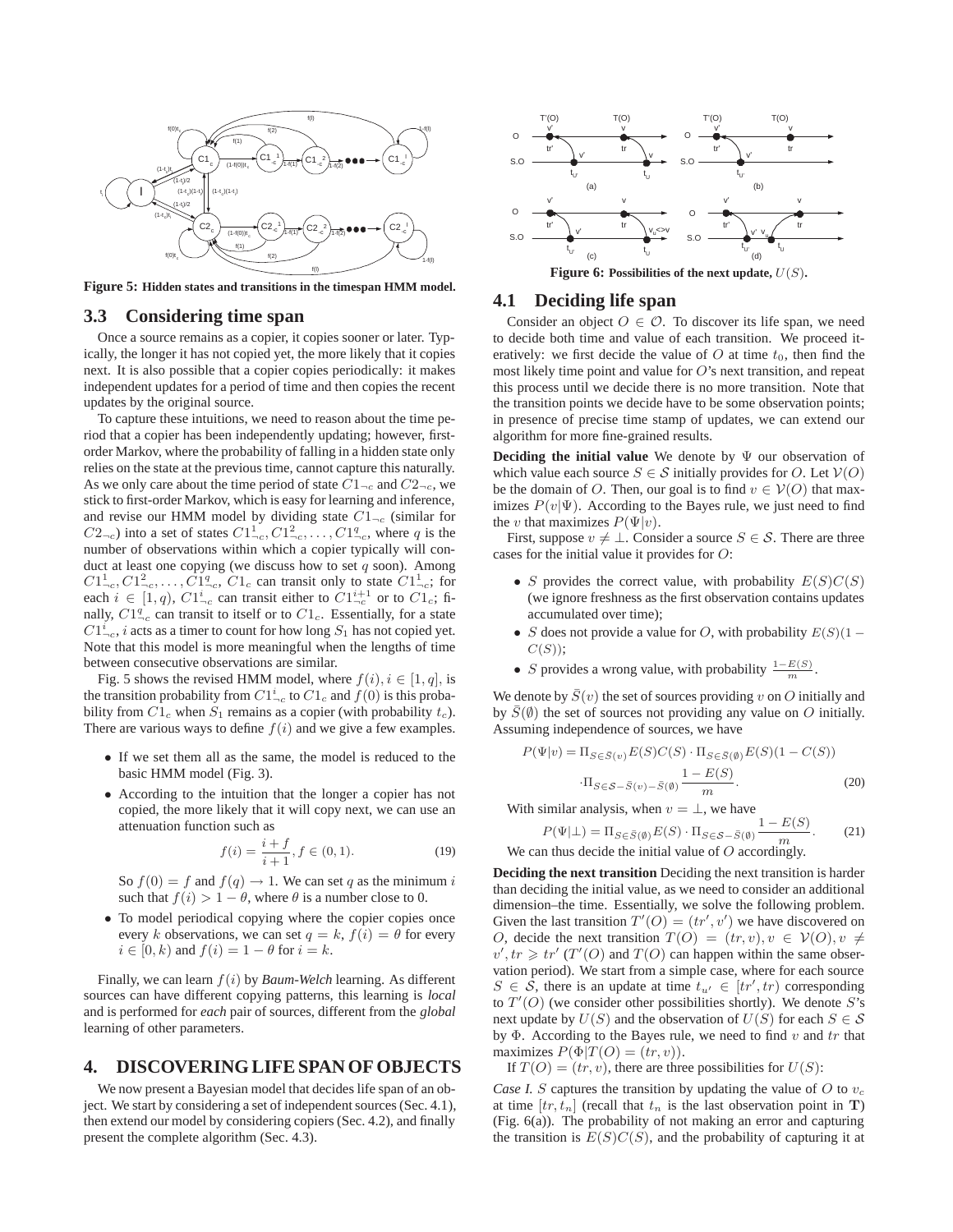Figure 5: Hidden states and transitions in the timespan HMM model.

### 3.3 Considering time span

Once a source remains as a copier, it copies sooner or later. Typically, the longer it has not copied yet, the more likely that it copies next. It is also possible that a copier copies periodically: it makes independent updates for a period of time and then copies the recent updates by the original source.

To capture these intuitions, we need to reason about the time period that a copier has been independently updating; however, first-order Markov, where the probability of falling in a hidden state only relies on the state at the previous time, cannot capture this naturally. As we only care about the time period of state $C1_{\neg c}$ and $C2_{\neg c}$, we stick to first-order Markov, which is easy for learning and inference, and revise our HMM model by dividing state $C1_{\neg c}$ (similar for $C2_{\neg c}$) into a set of states $C1^1_{\neg c}, C1^2_{\neg c}, \ldots, C1^q_{\neg c}$, where $q$ is the number of observations within which a copier typically will conduct at least one copying (we discuss how to set $q$ soon). Among $C1^1_{\neg c}, C1^2_{\neg c}, \ldots, C1^q_{\neg c}$, $C1_c$ can transit only to state $C1^1_{\neg c}$; for each $i \in [1, q)$, $C1^i_{\neg c}$ can transit either to $C1^{i+1}_{\neg c}$ or to $C1_c$; finally, $C1^q_{\neg c}$ can transit to itself or to $C1_c$. Essentially, for a state $C1^i_{\neg c}$, $i$ acts as a timer to count for how long $S_1$ has not copied yet. Note that this model is more meaningful when the lengths of time between consecutive observations are similar.

Fig. 5 shows the revised HMM model, where $f(i), i \in [1, q]$, is the transition probability from $C1^i_{\neg c}$ to $C1_c$ and $f(0)$ is this probability from $C1_c$ when $S_1$ remains as a copier (with probability $t_c$). There are various ways to define $f(i)$ and we give a few examples.

- If we set them all as the same, the model is reduced to the basic HMM model (Fig. 3).
- According to the intuition that the longer a copier has not copied, the more likely that it will copy next, we can use an attenuation function such as

$$f(i) = \frac{i + f}{i + 1}, f \in (0, 1). \tag{19}$$

  So $f(0) = f$ and $f(q) \to 1$. We can set $q$ as the minimum $i$ such that $f(i) > 1 - \theta$, where $\theta$ is a number close to 0.
- To model periodical copying where the copier copies once every $k$ observations, we can set $q = k$, $f(i) = \theta$ for every $i \in [0, k)$ and $f(i) = 1 - \theta$ for $i = k$.

Finally, we can learn $f(i)$ by *Baum-Welch* learning. As different sources can have different copying patterns, this learning is *local* and is performed for *each* pair of sources, different from the *global* learning of other parameters.

## 4. DISCOVERING LIFE SPAN OF OBJECTS

We now present a Bayesian model that decides life span of an object. We start by considering a set of independent sources (Sec. 4.1), then extend our model by considering copiers (Sec. 4.2), and finally present the complete algorithm (Sec. 4.3).

Figure 6: Possibilities of the next update, $U(S)$.

### 4.1 Deciding life span

Consider an object $O \in \mathcal{O}$. To discover its life span, we need to decide both time and value of each transition. We proceed iteratively: we first decide the value of $O$ at time $t_0$, then find the most likely time point and value for $O$'s next transition, and repeat this process until we decide there is no more transition. Note that the transition points we decide have to be some observation points; in presence of precise time stamp of updates, we can extend our algorithm for more fine-grained results.

**Deciding the initial value** We denote by $\Psi$ our observation of which value each source $S \in \mathcal{S}$ initially provides for $O$. Let $\mathcal{V}(O)$ be the domain of $O$. Then, our goal is to find $v \in \mathcal{V}(O)$ that maximizes $P(v|\Psi)$. According to the Bayes rule, we just need to find the $v$ that maximizes $P(\Psi|v)$.

First, suppose $v \neq \perp$. Consider a source $S \in \mathcal{S}$. There are three cases for the initial value it provides for $O$:

- $S$ provides the correct value, with probability $E(S)C(S)$ (we ignore freshness as the first observation contains updates accumulated over time);
- $S$ does not provide a value for $O$, with probability $E(S)(1 - C(S))$;
- $S$ provides a wrong value, with probability $\frac{1-E(S)}{m}$.

We denote by $\bar{S}(v)$ the set of sources providing $v$ on $O$ initially and by $\bar{S}(\emptyset)$ the set of sources not providing any value on $O$ initially. Assuming independence of sources, we have

$$P(\Psi|v) = \Pi_{S \in \bar{S}(v)} E(S)C(S) \cdot \Pi_{S \in \bar{S}(\emptyset)} E(S)(1 - C(S)) \cdot \Pi_{S \in \mathcal{S} - \bar{S}(v) - \bar{S}(\emptyset)} \frac{1 - E(S)}{m}. \tag{20}$$

With similar analysis, when $v = \perp$, we have

$$P(\Psi|\perp) = \Pi_{S \in \bar{S}(\emptyset)} E(S) \cdot \Pi_{S \in \mathcal{S} - \bar{S}(\emptyset)} \frac{1 - E(S)}{m}. \tag{21}$$

We can thus decide the initial value of $O$ accordingly.

**Deciding the next transition** Deciding the next transition is harder than deciding the initial value, as we need to consider an additional dimension–the time. Essentially, we solve the following problem. Given the last transition $T'(O) = (tr', v')$ we have discovered on $O$, decide the next transition $T(O) = (tr, v), v \in \mathcal{V}(O), v \neq v', tr \geqslant tr'$ ($T'(O)$ and $T(O)$ can happen within the same observation period). We start from a simple case, where for each source $S \in \mathcal{S}$, there is an update at time $t_{u'} \in [tr', tr)$ corresponding to $T'(O)$ (we consider other possibilities shortly). We denote $S$'s next update by $U(S)$ and the observation of $U(S)$ for each $S \in \mathcal{S}$ by $\Phi$. According to the Bayes rule, we need to find $v$ and $tr$ that maximizes $P(\Phi|T(O) = (tr, v))$.

If $T(O) = (tr, v)$, there are three possibilities for $U(S)$:

*Case I.* $S$ captures the transition by updating the value of $O$ to $v_c$ at time $[tr, t_n]$ (recall that $t_n$ is the last observation point in $\mathbf{T}$) (Fig. 6(a)). The probability of not making an error and capturing the transition is $E(S)C(S)$, and the probability of capturing it at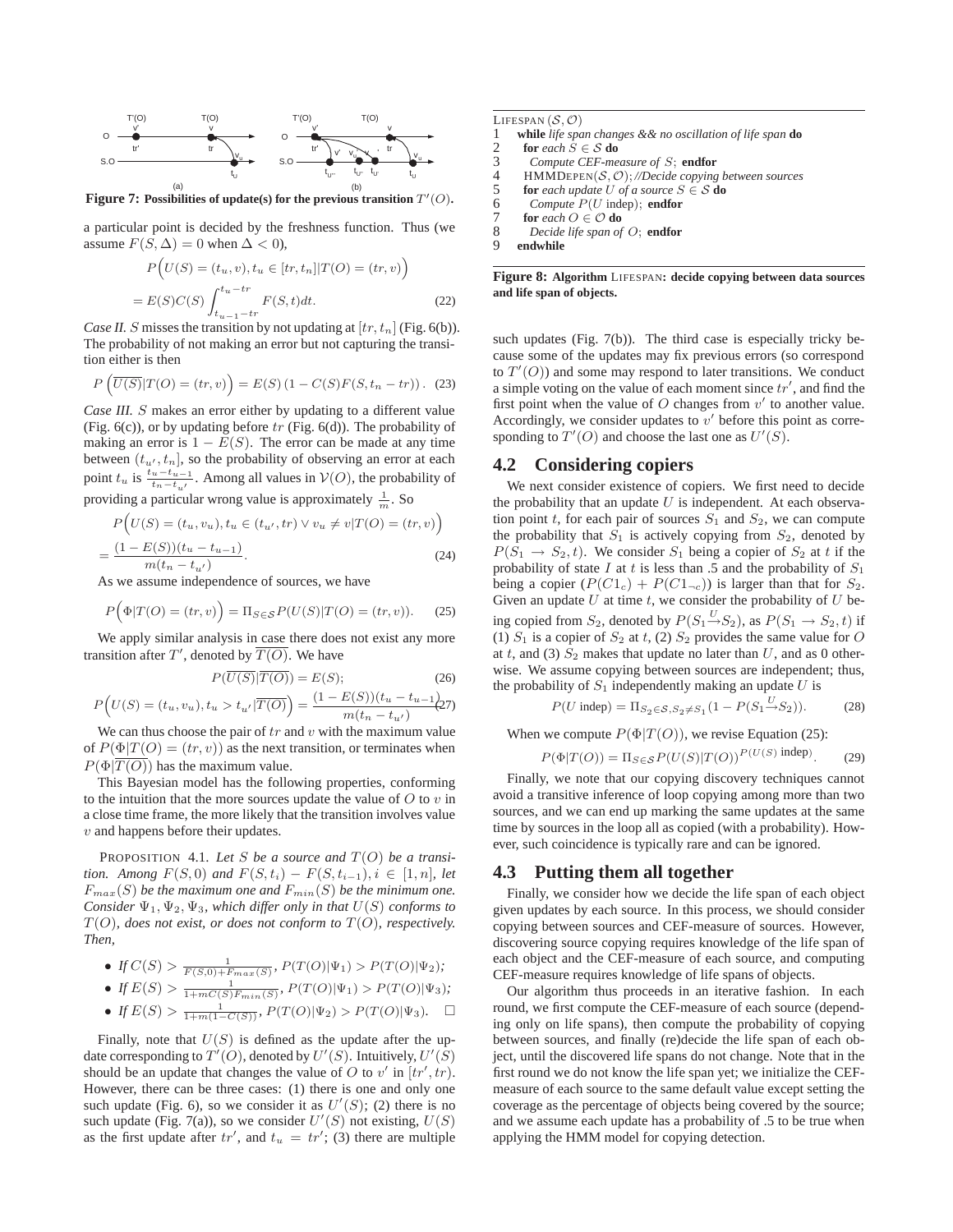**Figure 7: Possibilities of update(s) for the previous transition $T'(O)$.**

a particular point is decided by the freshness function. Thus (we assume $F(S, \Delta) = 0$ when $\Delta < 0$),

$$P\Big(U(S) = (t_u, v), t_u \in [tr, t_n] | T(O) = (tr, v)\Big)$$
$$= E(S)C(S)\int_{t_{u-1}-tr}^{t_u - tr} F(S, t)dt. \tag{22}$$

*Case II.* $S$ misses the transition by not updating at $[tr, t_n]$ (Fig. 6(b)). The probability of not making an error but not capturing the transition either is then

$$P\left(\overline{U(S)}|T(O) = (tr, v)\right) = E(S)\left(1 - C(S)F(S, t_n - tr)\right). \tag{23}$$

*Case III.* $S$ makes an error either by updating to a different value (Fig. 6(c)), or by updating before $tr$ (Fig. 6(d)). The probability of making an error is $1 - E(S)$. The error can be made at any time between $(t_{u'}, t_n]$, so the probability of observing an error at each point $t_u$ is $\frac{t_u - t_{u-1}}{t_n - t_{u'}}$. Among all values in $\mathcal{V}(O)$, the probability of providing a particular wrong value is approximately $\frac{1}{m}$. So

$$P\Big(U(S) = (t_u, v_u), t_u \in (t_{u'}, tr) \vee v_u \neq v | T(O) = (tr, v)\Big)$$
$$= \frac{(1 - E(S))(t_u - t_{u-1})}{m(t_n - t_{u'})}. \tag{24}$$

As we assume independence of sources, we have

$$P\Big(\Phi | T(O) = (tr, v)\Big) = \Pi_{S \in \mathcal{S}} P(U(S) | T(O) = (tr, v)). \tag{25}$$

We apply similar analysis in case there does not exist any more transition after $T'$, denoted by $\overline{T(O)}$. We have

$$P(\overline{U(S)}|\overline{T(O)}) = E(S); \tag{26}$$

$$P\Big(U(S) = (t_u, v_u), t_u > t_{u'} | \overline{T(O)}\Big) = \frac{(1 - E(S))(t_u - t_{u-1})}{m(t_n - t_{u'})} \tag{27}$$

We can thus choose the pair of $tr$ and $v$ with the maximum value of $P(\Phi | T(O) = (tr, v))$ as the next transition, or terminates when $P(\Phi | \overline{T(O)})$ has the maximum value.

This Bayesian model has the following properties, conforming to the intuition that the more sources update the value of $O$ to $v$ in a close time frame, the more likely that the transition involves value $v$ and happens before their updates.

PROPOSITION 4.1. *Let $S$ be a source and $T(O)$ be a transition. Among $F(S, 0)$ and $F(S, t_i) - F(S, t_{i-1}), i \in [1, n]$, let $F_{max}(S)$ be the maximum one and $F_{min}(S)$ be the minimum one. Consider $\Psi_1, \Psi_2, \Psi_3$, which differ only in that $U(S)$ conforms to $T(O)$, does not exist, or does not conform to $T(O)$, respectively. Then,*

- *If $C(S) > \frac{1}{F(S,0) + F_{max}(S)}$, $P(T(O)|\Psi_1) > P(T(O)|\Psi_2)$;*
- *If $E(S) > \frac{1}{1 + mC(S)F_{min}(S)}$, $P(T(O)|\Psi_1) > P(T(O)|\Psi_3)$;*
- *If $E(S) > \frac{1}{1 + m(1 - C(S))}$, $P(T(O)|\Psi_2) > P(T(O)|\Psi_3)$.* $\square$

Finally, note that $U(S)$ is defined as the update after the update corresponding to $T'(O)$, denoted by $U'(S)$. Intuitively, $U'(S)$ should be an update that changes the value of $O$ to $v'$ in $[tr', tr)$. However, there can be three cases: (1) there is one and only one such update (Fig. 6), so we consider it as $U'(S)$; (2) there is no such update (Fig. 7(a)), so we consider $U'(S)$ not existing, $U(S)$ as the first update after $tr'$, and $t_u = tr'$; (3) there are multiple such updates (Fig. 7(b)). The third case is especially tricky because some of the updates may fix previous errors (so correspond to $T'(O)$) and some may respond to later transitions. We conduct a simple voting on the value of each moment since $tr'$, and find the first point when the value of $O$ changes from $v'$ to another value. Accordingly, we consider updates to $v'$ before this point as corresponding to $T'(O)$ and choose the last one as $U'(S)$.

```
LIFESPAN (S, O)
1  while life span changes && no oscillation of life span do
2    for each S ∈ S do
3      Compute CEF-measure of S; endfor
4    HMMDEPEN(S, O); //Decide copying between sources
5    for each update U of a source S ∈ S do
6      Compute P(U indep); endfor
7    for each O ∈ O do
8      Decide life span of O; endfor
9  endwhile
```

**Figure 8: Algorithm LIFESPAN: decide copying between data sources and life span of objects.**

## 4.2 Considering copiers

We next consider existence of copiers. We first need to decide the probability that an update $U$ is independent. At each observation point $t$, for each pair of sources $S_1$ and $S_2$, we can compute the probability that $S_1$ is actively copying from $S_2$, denoted by $P(S_1 \rightarrow S_2, t)$. We consider $S_1$ being a copier of $S_2$ at $t$ if the probability of state $I$ at $t$ is less than .5 and the probability of $S_1$ being a copier ($P(C1_c) + P(C1_{\neg c})$) is larger than that for $S_2$. Given an update $U$ at time $t$, we consider the probability of $U$ being copied from $S_2$, denoted by $P(S_1 \stackrel{U}{\rightarrow} S_2)$, as $P(S_1 \rightarrow S_2, t)$ if (1) $S_1$ is a copier of $S_2$ at $t$, (2) $S_2$ provides the same value for $O$ at $t$, and (3) $S_2$ makes that update no later than $U$, and as 0 otherwise. We assume copying between sources are independent; thus, the probability of $S_1$ independently making an update $U$ is

$$P(U \text{ indep}) = \Pi_{S_2 \in \mathcal{S}, S_2 \neq S_1}(1 - P(S_1 \stackrel{U}{\rightarrow} S_2)). \tag{28}$$

When we compute $P(\Phi | T(O))$, we revise Equation (25):

$$P(\Phi | T(O)) = \Pi_{S \in \mathcal{S}} P(U(S) | T(O))^{P(U(S) \text{ indep})}. \tag{29}$$

Finally, we note that our copying discovery techniques cannot avoid a transitive inference of loop copying among more than two sources, and we can end up marking the same updates at the same time by sources in the loop all as copied (with a probability). However, such coincidence is typically rare and can be ignored.

## 4.3 Putting them all together

Finally, we consider how we decide the life span of each object given updates by each source. In this process, we should consider copying between sources and CEF-measure of sources. However, discovering source copying requires knowledge of the life span of each object and the CEF-measure of each source, and computing CEF-measure requires knowledge of life spans of objects.

Our algorithm thus proceeds in an iterative fashion. In each round, we first compute the CEF-measure of each source (depending only on life spans), then compute the probability of copying between sources, and finally (re)decide the life span of each object, until the discovered life spans do not change. Note that in the first round we do not know the life span yet; we initialize the CEF-measure of each source to the same default value except setting the coverage as the percentage of objects being covered by the source; and we assume each update has a probability of .5 to be true when applying the HMM model for copying detection.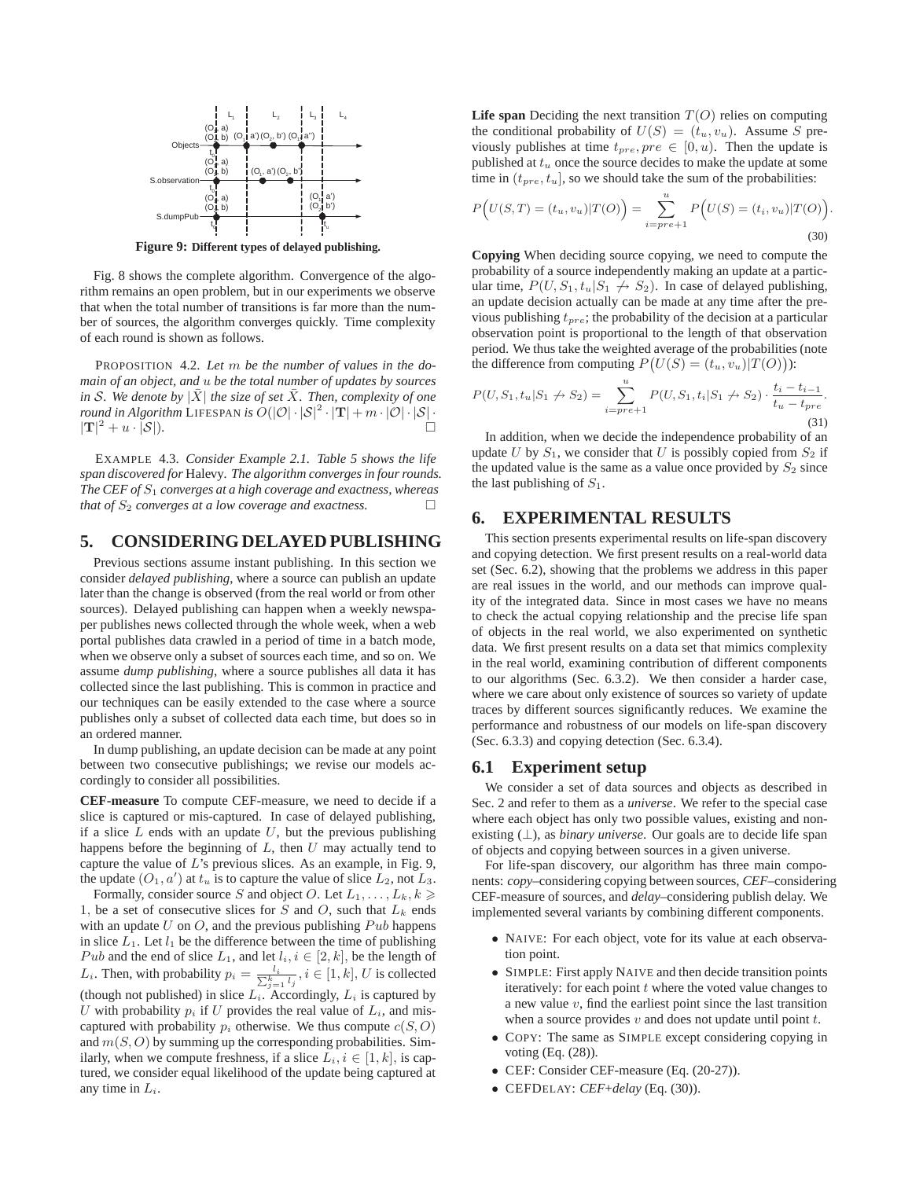**Figure 9: Different types of delayed publishing.**

Fig. 8 shows the complete algorithm. Convergence of the algorithm remains an open problem, but in our experiments we observe that when the total number of transitions is far more than the number of sources, the algorithm converges quickly. Time complexity of each round is shown as follows.

PROPOSITION 4.2. *Let $m$ be the number of values in the domain of an object, and $u$ be the total number of updates by sources in $\mathcal{S}$. We denote by $|\bar{X}|$ the size of set $\bar{X}$. Then, complexity of one round in Algorithm* LIFESPAN *is $O(|\mathcal{O}| \cdot |\mathcal{S}|^2 \cdot |\mathbf{T}| + m \cdot |\mathcal{O}| \cdot |\mathcal{S}| \cdot |\mathbf{T}|^2 + u \cdot |\mathcal{S}|)$.* □

EXAMPLE 4.3. *Consider Example 2.1. Table 5 shows the life span discovered for* Halevy. *The algorithm converges in four rounds. The CEF of $S_1$ converges at a high coverage and exactness, whereas that of $S_2$ converges at a low coverage and exactness.* □

## 5. CONSIDERING DELAYED PUBLISHING

Previous sections assume instant publishing. In this section we consider *delayed publishing*, where a source can publish an update later than the change is observed (from the real world or from other sources). Delayed publishing can happen when a weekly newspaper publishes news collected through the whole week, when a web portal publishes data crawled in a period of time in a batch mode, when we observe only a subset of sources each time, and so on. We assume *dump publishing*, where a source publishes all data it has collected since the last publishing. This is common in practice and our techniques can be easily extended to the case where a source publishes only a subset of collected data each time, but does so in an ordered manner.

In dump publishing, an update decision can be made at any point between two consecutive publishings; we revise our models accordingly to consider all possibilities.

**CEF-measure** To compute CEF-measure, we need to decide if a slice is captured or mis-captured. In case of delayed publishing, if a slice $L$ ends with an update $U$, but the previous publishing happens before the beginning of $L$, then $U$ may actually tend to capture the value of $L$'s previous slices. As an example, in Fig. 9, the update $(O_1, a')$ at $t_u$ is to capture the value of slice $L_2$, not $L_3$.

Formally, consider source $S$ and object $O$. Let $L_1, \ldots, L_k, k \geqslant 1$, be a set of consecutive slices for $S$ and $O$, such that $L_k$ ends with an update $U$ on $O$, and the previous publishing $Pub$ happens in slice $L_1$. Let $l_1$ be the difference between the time of publishing $Pub$ and the end of slice $L_1$, and let $l_i, i \in [2, k]$, be the length of $L_i$. Then, with probability $p_i = \frac{l_i}{\sum_{j=1}^{k} l_j}, i \in [1, k]$, $U$ is collected (though not published) in slice $L_i$. Accordingly, $L_i$ is captured by $U$ with probability $p_i$ if $U$ provides the real value of $L_i$, and mis-captured with probability $p_i$ otherwise. We thus compute $c(S, O)$ and $m(S, O)$ by summing up the corresponding probabilities. Similarly, when we compute freshness, if a slice $L_i, i \in [1, k]$, is captured, we consider equal likelihood of the update being captured at any time in $L_i$.

**Life span** Deciding the next transition $T(O)$ relies on computing the conditional probability of $U(S) = (t_u, v_u)$. Assume $S$ previously publishes at time $t_{pre}, pre \in [0, u)$. Then the update is published at $t_u$ once the source decides to make the update at some time in $(t_{pre}, t_u]$, so we should take the sum of the probabilities:

$$P\Big(U(S,T) = (t_u, v_u)|T(O)\Big) = \sum_{i=pre+1}^{u} P\Big(U(S) = (t_i, v_u)|T(O)\Big). \tag{30}$$

**Copying** When deciding source copying, we need to compute the probability of a source independently making an update at a particular time, $P(U, S_1, t_u | S_1 \not\to S_2)$. In case of delayed publishing, an update decision actually can be made at any time after the previous publishing $t_{pre}$; the probability of the decision at a particular observation point is proportional to the length of that observation period. We thus take the weighted average of the probabilities (note the difference from computing $P\big(U(S) = (t_u, v_u)|T(O)\big)$):

$$P(U, S_1, t_u | S_1 \not\to S_2) = \sum_{i=pre+1}^{u} P(U, S_1, t_i | S_1 \not\to S_2) \cdot \frac{t_i - t_{i-1}}{t_u - t_{pre}}. \tag{31}$$

In addition, when we decide the independence probability of an update $U$ by $S_1$, we consider that $U$ is possibly copied from $S_2$ if the updated value is the same as a value once provided by $S_2$ since the last publishing of $S_1$.

## 6. EXPERIMENTAL RESULTS

This section presents experimental results on life-span discovery and copying detection. We first present results on a real-world data set (Sec. 6.2), showing that the problems we address in this paper are real issues in the world, and our methods can improve quality of the integrated data. Since in most cases we have no means to check the actual copying relationship and the precise life span of objects in the real world, we also experimented on synthetic data. We first present results on a data set that mimics complexity in the real world, examining contribution of different components to our algorithms (Sec. 6.3.2). We then consider a harder case, where we care about only existence of sources so variety of update traces by different sources significantly reduces. We examine the performance and robustness of our models on life-span discovery (Sec. 6.3.3) and copying detection (Sec. 6.3.4).

### 6.1 Experiment setup

We consider a set of data sources and objects as described in Sec. 2 and refer to them as a *universe*. We refer to the special case where each object has only two possible values, existing and non-existing ($\perp$), as *binary universe*. Our goals are to decide life span of objects and copying between sources in a given universe.

For life-span discovery, our algorithm has three main components: *copy*–considering copying between sources, *CEF*–considering CEF-measure of sources, and *delay*–considering publish delay. We implemented several variants by combining different components.

- NAIVE: For each object, vote for its value at each observation point.
- SIMPLE: First apply NAIVE and then decide transition points iteratively: for each point $t$ where the voted value changes to a new value $v$, find the earliest point since the last transition when a source provides $v$ and does not update until point $t$.
- COPY: The same as SIMPLE except considering copying in voting (Eq. (28)).
- CEF: Consider CEF-measure (Eq. (20-27)).
- CEFDELAY: *CEF+delay* (Eq. (30)).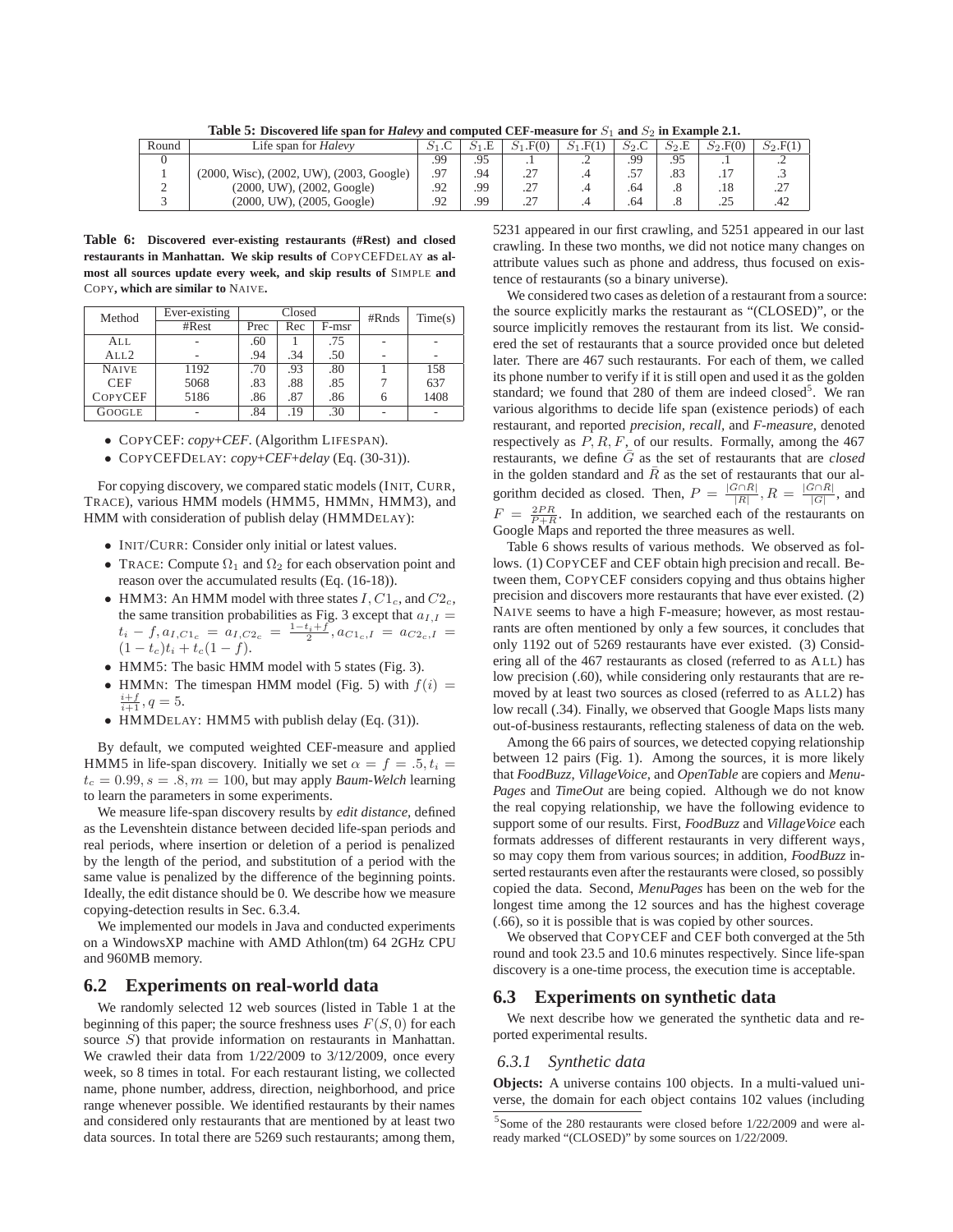**Table 5: Discovered life span for *Halevy* and computed CEF-measure for $S_1$ and $S_2$ in Example 2.1.**

| Round | Life span for *Halevy* | $S_1$.C | $S_1$.E | $S_1$.F(0) | $S_1$.F(1) | $S_2$.C | $S_2$.E | $S_2$.F(0) | $S_2$.F(1) |
|---|---|---|---|---|---|---|---|---|---|
| 0 | | .99 | .95 | .1 | .2 | .99 | .95 | .1 | .2 |
| 1 | (2000, Wisc), (2002, UW), (2003, Google) | .97 | .94 | .27 | .4 | .57 | .83 | .17 | .3 |
| 2 | (2000, UW), (2002, Google) | .92 | .99 | .27 | .4 | .64 | .8 | .18 | .27 |
| 3 | (2000, UW), (2005, Google) | .92 | .99 | .27 | .4 | .64 | .8 | .25 | .42 |

**Table 6: Discovered ever-existing restaurants (#Rest) and closed restaurants in Manhattan. We skip results of** COPYCEFDELAY **as almost all sources update every week, and skip results of** SIMPLE **and** COPY**, which are similar to** NAIVE**.**

| Method | Ever-existing | Closed | | | #Rnds | Time(s) |
|---|---|---|---|---|---|---|
| | #Rest | Prec | Rec | F-msr | | |
| ALL | - | .60 | 1 | .75 | - | - |
| ALL2 | - | .94 | .34 | .50 | - | - |
| NAIVE | 1192 | .70 | .93 | .80 | 1 | 158 |
| CEF | 5068 | .83 | .88 | .85 | 7 | 637 |
| COPYCEF | 5186 | .86 | .87 | .86 | 6 | 1408 |
| GOOGLE | - | .84 | .19 | .30 | - | - |

- COPYCEF: *copy+CEF*. (Algorithm LIFESPAN).
- COPYCEFDELAY: *copy+CEF+delay* (Eq. (30-31)).

For copying discovery, we compared static models (INIT, CURR, TRACE), various HMM models (HMM5, HMMN, HMM3), and HMM with consideration of publish delay (HMMDELAY):

- INIT/CURR: Consider only initial or latest values.
- TRACE: Compute $\Omega_1$ and $\Omega_2$ for each observation point and reason over the accumulated results (Eq. (16-18)).
- HMM3: An HMM model with three states $I, C1_c$, and $C2_c$, the same transition probabilities as Fig. 3 except that $a_{I,I} = t_i - f, a_{I,C1_c} = a_{I,C2_c} = \frac{1-t_i+f}{2}, a_{C1_c,I} = a_{C2_c,I} = (1-t_c)t_i + t_c(1-f)$.
- HMM5: The basic HMM model with 5 states (Fig. 3).
- HMMN: The timespan HMM model (Fig. 5) with $f(i) = \frac{i+f}{i+1}, q = 5$.
- HMMDELAY: HMM5 with publish delay (Eq. (31)).

By default, we computed weighted CEF-measure and applied HMM5 in life-span discovery. Initially we set $\alpha = f = .5, t_i = t_c = 0.99, s = .8, m = 100$, but may apply *Baum-Welch* learning to learn the parameters in some experiments.

We measure life-span discovery results by *edit distance*, defined as the Levenshtein distance between decided life-span periods and real periods, where insertion or deletion of a period is penalized by the length of the period, and substitution of a period with the same value is penalized by the difference of the beginning points. Ideally, the edit distance should be 0. We describe how we measure copying-detection results in Sec. 6.3.4.

We implemented our models in Java and conducted experiments on a WindowsXP machine with AMD Athlon(tm) 64 2GHz CPU and 960MB memory.

## 6.2 Experiments on real-world data

We randomly selected 12 web sources (listed in Table 1 at the beginning of this paper; the source freshness uses $F(S, 0)$ for each source $S$) that provide information on restaurants in Manhattan. We crawled their data from 1/22/2009 to 3/12/2009, once every week, so 8 times in total. For each restaurant listing, we collected name, phone number, address, direction, neighborhood, and price range whenever possible. We identified restaurants by their names and considered only restaurants that are mentioned by at least two data sources. In total there are 5269 such restaurants; among them, 5231 appeared in our first crawling, and 5251 appeared in our last crawling. In these two months, we did not notice many changes on attribute values such as phone and address, thus focused on existence of restaurants (so a binary universe).

We considered two cases as deletion of a restaurant from a source: the source explicitly marks the restaurant as "(CLOSED)", or the source implicitly removes the restaurant from its list. We considered the set of restaurants that a source provided once but deleted later. There are 467 such restaurants. For each of them, we called its phone number to verify if it is still open and used it as the golden standard; we found that 280 of them are indeed closed[5]. We ran various algorithms to decide life span (existence periods) of each restaurant, and reported *precision, recall*, and *F-measure*, denoted respectively as $P, R, F$, of our results. Formally, among the 467 restaurants, we define $\bar{G}$ as the set of restaurants that are *closed* in the golden standard and $\bar{R}$ as the set of restaurants that our algorithm decided as closed. Then, $P = \frac{|\bar{G} \cap \bar{R}|}{|\bar{R}|}, R = \frac{|\bar{G} \cap \bar{R}|}{|\bar{G}|}$, and $F = \frac{2PR}{P+R}$. In addition, we searched each of the restaurants on Google Maps and reported the three measures as well.

Table 6 shows results of various methods. We observed as follows. (1) COPYCEF and CEF obtain high precision and recall. Between them, COPYCEF considers copying and thus obtains higher precision and discovers more restaurants that have ever existed. (2) NAIVE seems to have a high F-measure; however, as most restaurants are often mentioned by only a few sources, it concludes that only 1192 out of 5269 restaurants have ever existed. (3) Considering all of the 467 restaurants as closed (referred to as ALL) has low precision (.60), while considering only restaurants that are removed by at least two sources as closed (referred to as ALL2) has low recall (.34). Finally, we observed that Google Maps lists many out-of-business restaurants, reflecting staleness of data on the web.

Among the 66 pairs of sources, we detected copying relationship between 12 pairs (Fig. 1). Among the sources, it is more likely that *FoodBuzz, VillageVoice*, and *OpenTable* are copiers and *MenuPages* and *TimeOut* are being copied. Although we do not know the real copying relationship, we have the following evidence to support some of our results. First, *FoodBuzz* and *VillageVoice* each formats addresses of different restaurants in very different ways, so may copy them from various sources; in addition, *FoodBuzz* inserted restaurants even after the restaurants were closed, so possibly copied the data. Second, *MenuPages* has been on the web for the longest time among the 12 sources and has the highest coverage (.66), so it is possible that is was copied by other sources.

We observed that COPYCEF and CEF both converged at the 5th round and took 23.5 and 10.6 minutes respectively. Since life-span discovery is a one-time process, the execution time is acceptable.

## 6.3 Experiments on synthetic data

We next describe how we generated the synthetic data and reported experimental results.

### 6.3.1 Synthetic data

**Objects:** A universe contains 100 objects. In a multi-valued universe, the domain for each object contains 102 values (including

[5] Some of the 280 restaurants were closed before 1/22/2009 and were already marked "(CLOSED)" by some sources on 1/22/2009.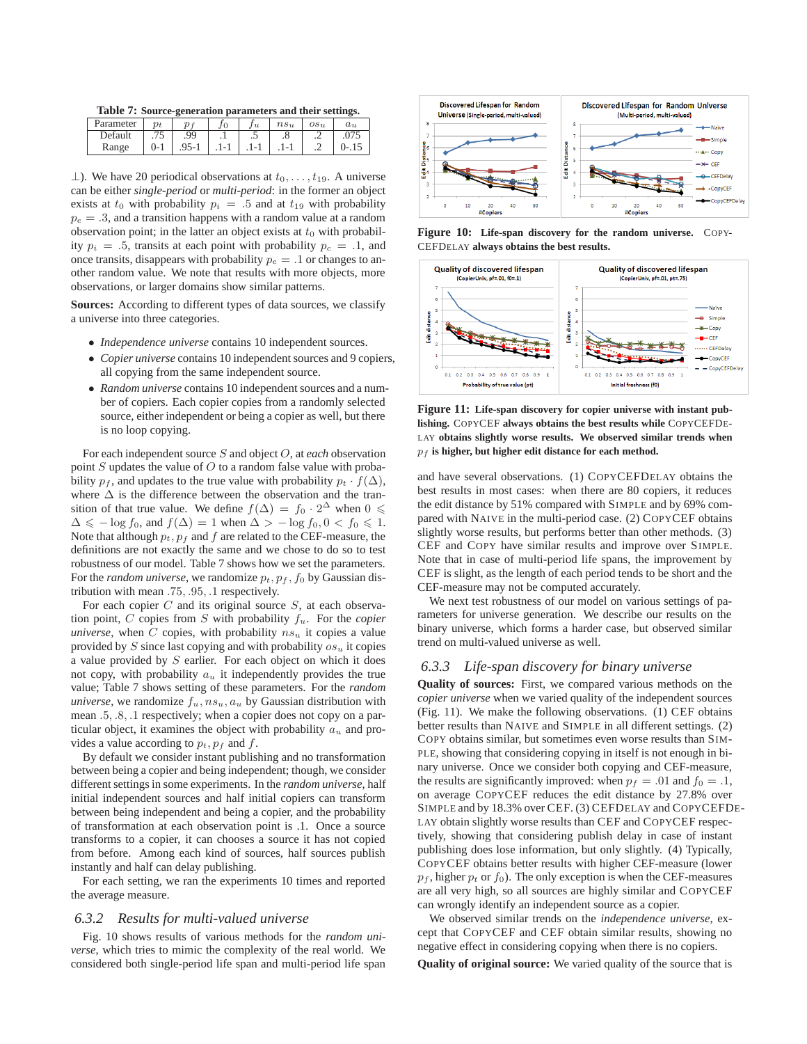**Table 7: Source-generation parameters and their settings.**

| Parameter | $p_t$ | $p_f$ | $f_0$ | $f_u$ | $ns_u$ | $os_u$ | $a_u$ |
|---|---|---|---|---|---|---|---|
| Default | .75 | .99 | .1 | .5 | .8 | .2 | .075 |
| Range | 0-1 | .95-1 | .1-1 | .1-1 | .1-1 | .2 | 0-.15 |

$\perp$). We have 20 periodical observations at $t_0, \ldots, t_{19}$. A universe can be either *single-period* or *multi-period*: in the former an object exists at $t_0$ with probability $p_i = .5$ and at $t_{19}$ with probability $p_e = .3$, and a transition happens with a random value at a random observation point; in the latter an object exists at $t_0$ with probability $p_i = .5$, transits at each point with probability $p_c = .1$, and once transits, disappears with probability $p_e = .1$ or changes to another random value. We note that results with more objects, more observations, or larger domains show similar patterns.

**Sources:** According to different types of data sources, we classify a universe into three categories.

- *Independence universe* contains 10 independent sources.
- *Copier universe* contains 10 independent sources and 9 copiers, all copying from the same independent source.
- *Random universe* contains 10 independent sources and a number of copiers. Each copier copies from a randomly selected source, either independent or being a copier as well, but there is no loop copying.

For each independent source $S$ and object $O$, at *each* observation point $S$ updates the value of $O$ to a random false value with probability $p_f$, and updates to the true value with probability $p_t \cdot f(\Delta)$, where $\Delta$ is the difference between the observation and the transition of that true value. We define $f(\Delta) = f_0 \cdot 2^{\Delta}$ when $0 \leqslant \Delta \leqslant -\log f_0$, and $f(\Delta) = 1$ when $\Delta > -\log f_0, 0 < f_0 \leqslant 1$. Note that although $p_t, p_f$ and $f$ are related to the CEF-measure, the definitions are not exactly the same and we chose to do so to test robustness of our model. Table 7 shows how we set the parameters. For the *random universe*, we randomize $p_t, p_f, f_0$ by Gaussian distribution with mean .75, .95, .1 respectively.

For each copier $C$ and its original source $S$, at each observation point, $C$ copies from $S$ with probability $f_u$. For the *copier universe*, when $C$ copies, with probability $ns_u$ it copies a value provided by $S$ since last copying and with probability $os_u$ it copies a value provided by $S$ earlier. For each object on which it does not copy, with probability $a_u$ it independently provides the true value; Table 7 shows setting of these parameters. For the *random universe*, we randomize $f_u, ns_u, a_u$ by Gaussian distribution with mean .5, .8, .1 respectively; when a copier does not copy on a particular object, it examines the object with probability $a_u$ and provides a value according to $p_t, p_f$ and $f$.

By default we consider instant publishing and no transformation between being a copier and being independent; though, we consider different settings in some experiments. In the *random universe*, half initial independent sources and half initial copiers can transform between being independent and being a copier, and the probability of transformation at each observation point is .1. Once a source transforms to a copier, it can chooses a source it has not copied from before. Among each kind of sources, half sources publish instantly and half can delay publishing.

For each setting, we ran the experiments 10 times and reported the average measure.

### 6.3.2 Results for multi-valued universe

Fig. 10 shows results of various methods for the *random universe*, which tries to mimic the complexity of the real world. We considered both single-period life span and multi-period life span and have several observations. (1) COPYCEFDELAY obtains the best results in most cases: when there are 80 copiers, it reduces the edit distance by 51% compared with SIMPLE and by 69% compared with NAIVE in the multi-period case. (2) COPYCEF obtains slightly worse results, but performs better than other methods. (3) CEF and COPY have similar results and improve over SIMPLE. Note that in case of multi-period life spans, the improvement by CEF is slight, as the length of each period tends to be short and the CEF-measure may not be computed accurately.

**Figure 10: Life-span discovery for the random universe.** COPYCEFDELAY **always obtains the best results.**

**Figure 11: Life-span discovery for copier universe with instant publishing.** COPYCEF **always obtains the best results while** COPYCEFDELAY **obtains slightly worse results. We observed similar trends when $p_f$ is higher, but higher edit distance for each method.**

We next test robustness of our model on various settings of parameters for universe generation. We describe our results on the binary universe, which forms a harder case, but observed similar trend on multi-valued universe as well.

### 6.3.3 Life-span discovery for binary universe

**Quality of sources:** First, we compared various methods on the *copier universe* when we varied quality of the independent sources (Fig. 11). We make the following observations. (1) CEF obtains better results than NAIVE and SIMPLE in all different settings. (2) COPY obtains similar, but sometimes even worse results than SIMPLE, showing that considering copying in itself is not enough in binary universe. Once we consider both copying and CEF-measure, the results are significantly improved: when $p_f = .01$ and $f_0 = .1$, on average COPYCEF reduces the edit distance by 27.8% over SIMPLE and by 18.3% over CEF. (3) CEFDELAY and COPYCEFDELAY obtain slightly worse results than CEF and COPYCEF respectively, showing that considering publish delay in case of instant publishing does lose information, but only slightly. (4) Typically, COPYCEF obtains better results with higher CEF-measure (lower $p_f$, higher $p_t$ or $f_0$). The only exception is when the CEF-measures are all very high, so all sources are highly similar and COPYCEF can wrongly identify an independent source as a copier.

We observed similar trends on the *independence universe*, except that COPYCEF and CEF obtain similar results, showing no negative effect in considering copying when there is no copiers.

**Quality of original source:** We varied quality of the source that is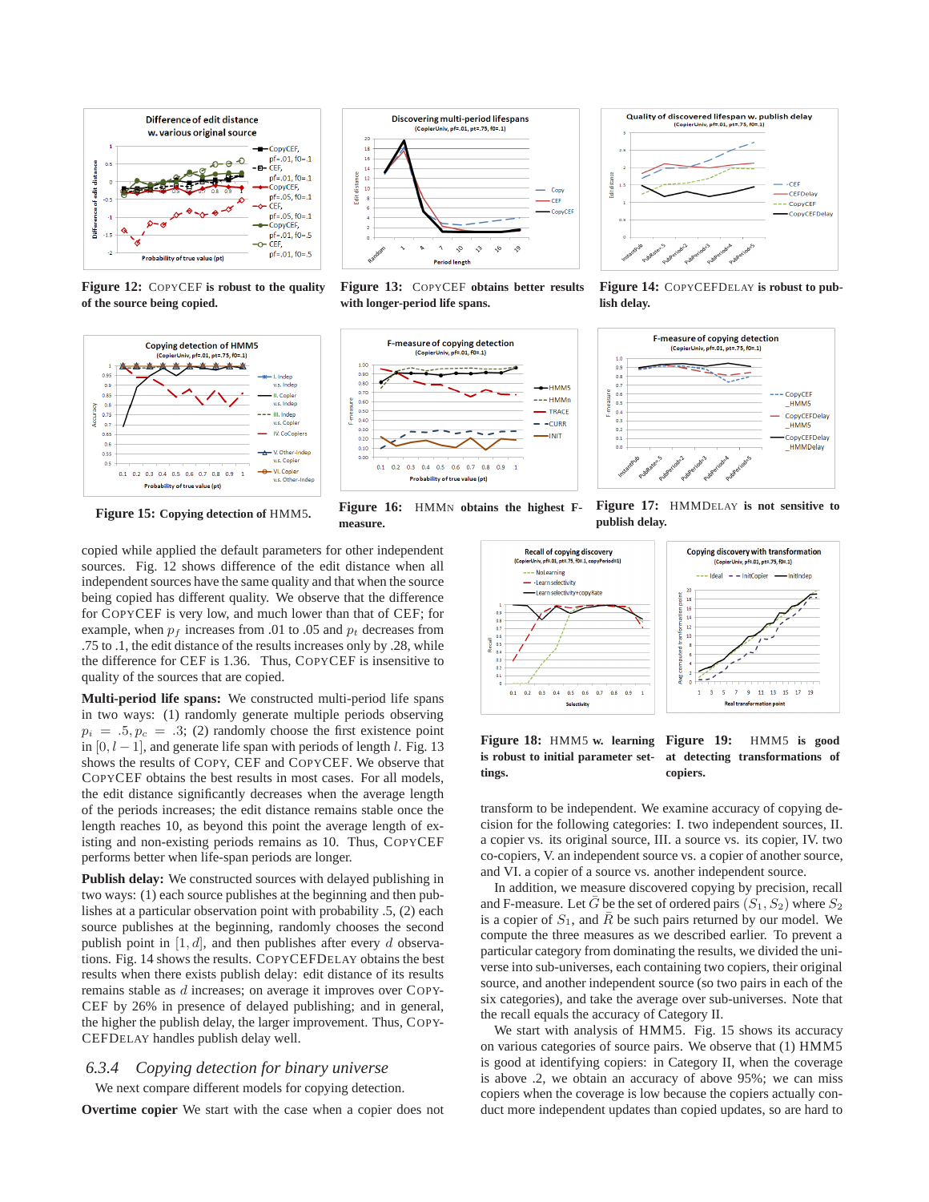**Figure 12:** COPYCEF **is robust to the quality of the source being copied.**

**Figure 13:** COPYCEF **obtains better results with longer-period life spans.**

**Figure 14:** COPYCEFDELAY **is robust to publish delay.**

**Figure 15: Copying detection of** HMM5.

**Figure 16:** HMMN **obtains the highest F-measure.**

**Figure 17:** HMMDELAY **is not sensitive to publish delay.**

copied while applied the default parameters for other independent sources. Fig. 12 shows difference of the edit distance when all independent sources have the same quality and that when the source being copied has different quality. We observe that the difference for COPYCEF is very low, and much lower than that of CEF; for example, when $p_f$ increases from .01 to .05 and $p_t$ decreases from .75 to .1, the edit distance of the results increases only by .28, while the difference for CEF is 1.36. Thus, COPYCEF is insensitive to quality of the sources that are copied.

**Multi-period life spans:** We constructed multi-period life spans in two ways: (1) randomly generate multiple periods observing $p_i = .5, p_c = .3$; (2) randomly choose the first existence point in $[0, l-1]$, and generate life span with periods of length $l$. Fig. 13 shows the results of COPY, CEF and COPYCEF. We observe that COPYCEF obtains the best results in most cases. For all models, the edit distance significantly decreases when the average length of the periods increases; the edit distance remains stable once the length reaches 10, as beyond this point the average length of existing and non-existing periods remains as 10. Thus, COPYCEF performs better when life-span periods are longer.

**Publish delay:** We constructed sources with delayed publishing in two ways: (1) each source publishes at the beginning and then publishes at a particular observation point with probability .5, (2) each source publishes at the beginning, randomly chooses the second publish point in $[1, d]$, and then publishes after every $d$ observations. Fig. 14 shows the results. COPYCEFDELAY obtains the best results when there exists publish delay: edit distance of its results remains stable as $d$ increases; on average it improves over COPYCEF by 26% in presence of delayed publishing; and in general, the higher the publish delay, the larger improvement. Thus, COPYCEFDELAY handles publish delay well.

### 6.3.4 Copying detection for binary universe

We next compare different models for copying detection.

**Overtime copier** We start with the case when a copier does not

**Figure 18:** HMM5 **w. learning is robust to initial parameter settings.**

**Figure 19:** HMM5 **is good at detecting transformations of copiers.**

transform to be independent. We examine accuracy of copying decision for the following categories: I. two independent sources, II. a copier vs. its original source, III. a source vs. its copier, IV. two co-copiers, V. an independent source vs. a copier of another source, and VI. a copier of a source vs. another independent source.

In addition, we measure discovered copying by precision, recall and F-measure. Let $\bar{G}$ be the set of ordered pairs $(S_1, S_2)$ where $S_2$ is a copier of $S_1$, and $\bar{R}$ be such pairs returned by our model. We compute the three measures as we described earlier. To prevent a particular category from dominating the results, we divided the universe into sub-universes, each containing two copiers, their original source, and another independent source (so two pairs in each of the six categories), and take the average over sub-universes. Note that the recall equals the accuracy of Category II.

We start with analysis of HMM5. Fig. 15 shows its accuracy on various categories of source pairs. We observe that (1) HMM5 is good at identifying copiers: in Category II, when the coverage is above .2, we obtain an accuracy of above 95%; we can miss copiers when the coverage is low because the copiers actually conduct more independent updates than copied updates, so are hard to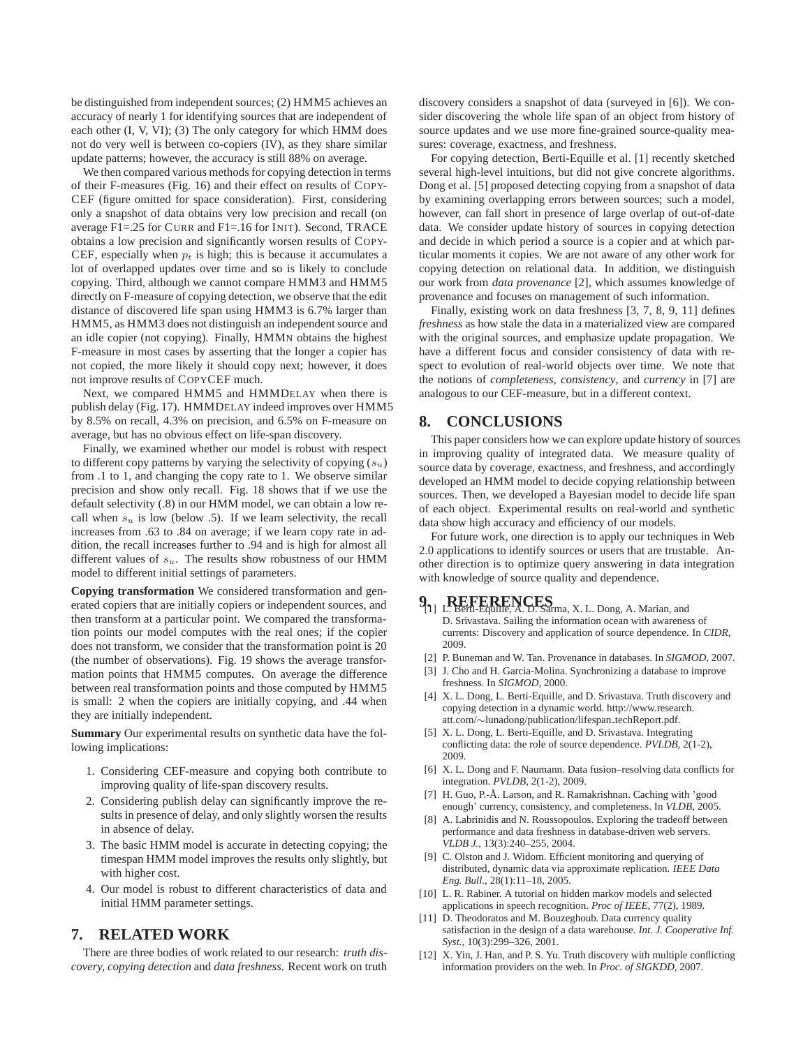be distinguished from independent sources; (2) HMM5 achieves an accuracy of nearly 1 for identifying sources that are independent of each other (I, V, VI); (3) The only category for which HMM does not do very well is between co-copiers (IV), as they share similar update patterns; however, the accuracy is still 88% on average.

We then compared various methods for copying detection in terms of their F-measures (Fig. 16) and their effect on results of COPYCEF (figure omitted for space consideration). First, considering only a snapshot of data obtains very low precision and recall (on average F1=.25 for CURR and F1=.16 for INIT). Second, TRACE obtains a low precision and significantly worsen results of COPYCEF, especially when $p_t$ is high; this is because it accumulates a lot of overlapped updates over time and so is likely to conclude copying. Third, although we cannot compare HMM3 and HMM5 directly on F-measure of copying detection, we observe that the edit distance of discovered life span using HMM3 is 6.7% larger than HMM5, as HMM3 does not distinguish an independent source and an idle copier (not copying). Finally, HMMN obtains the highest F-measure in most cases by asserting that the longer a copier has not copied, the more likely it should copy next; however, it does not improve results of COPYCEF much.

Next, we compared HMM5 and HMMDELAY when there is publish delay (Fig. 17). HMMDELAY indeed improves over HMM5 by 8.5% on recall, 4.3% on precision, and 6.5% on F-measure on average, but has no obvious effect on life-span discovery.

Finally, we examined whether our model is robust with respect to different copy patterns by varying the selectivity of copying ($s_u$) from .1 to 1, and changing the copy rate to 1. We observe similar precision and show only recall. Fig. 18 shows that if we use the default selectivity (.8) in our HMM model, we can obtain a low recall when $s_u$ is low (below .5). If we learn selectivity, the recall increases from .63 to .84 on average; if we learn copy rate in addition, the recall increases further to .94 and is high for almost all different values of $s_u$. The results show robustness of our HMM model to different initial settings of parameters.

**Copying transformation** We considered transformation and generated copiers that are initially copiers or independent sources, and then transform at a particular point. We compared the transformation points our model computes with the real ones; if the copier does not transform, we consider that the transformation point is 20 (the number of observations). Fig. 19 shows the average transformation points that HMM5 computes. On average the difference between real transformation points and those computed by HMM5 is small: 2 when the copiers are initially copying, and .44 when they are initially independent.

**Summary** Our experimental results on synthetic data have the following implications:

1. Considering CEF-measure and copying both contribute to improving quality of life-span discovery results.
2. Considering publish delay can significantly improve the results in presence of delay, and only slightly worsen the results in absence of delay.
3. The basic HMM model is accurate in detecting copying; the timespan HMM model improves the results only slightly, but with higher cost.
4. Our model is robust to different characteristics of data and initial HMM parameter settings.

## 7. RELATED WORK

There are three bodies of work related to our research: *truth discovery, copying detection* and *data freshness*. Recent work on truth discovery considers a snapshot of data (surveyed in [6]). We consider discovering the whole life span of an object from history of source updates and we use more fine-grained source-quality measures: coverage, exactness, and freshness.

For copying detection, Berti-Equille et al. [1] recently sketched several high-level intuitions, but did not give concrete algorithms. Dong et al. [5] proposed detecting copying from a snapshot of data by examining overlapping errors between sources; such a model, however, can fall short in presence of large overlap of out-of-date data. We consider update history of sources in copying detection and decide in which period a source is a copier and at which particular moments it copies. We are not aware of any other work for copying detection on relational data. In addition, we distinguish our work from *data provenance* [2], which assumes knowledge of provenance and focuses on management of such information.

Finally, existing work on data freshness [3, 7, 8, 9, 11] defines *freshness* as how stale the data in a materialized view are compared with the original sources, and emphasize update propagation. We have a different focus and consider consistency of data with respect to evolution of real-world objects over time. We note that the notions of *completeness, consistency*, and *currency* in [7] are analogous to our CEF-measure, but in a different context.

## 8. CONCLUSIONS

This paper considers how we can explore update history of sources in improving quality of integrated data. We measure quality of source data by coverage, exactness, and freshness, and accordingly developed an HMM model to decide copying relationship between sources. Then, we developed a Bayesian model to decide life span of each object. Experimental results on real-world and synthetic data show high accuracy and efficiency of our models.

For future work, one direction is to apply our techniques in Web 2.0 applications to identify sources or users that are trustable. Another direction is to optimize query answering in data integration with knowledge of source quality and dependence.

## 9. REFERENCES

[1] L. Berti-Equille, A. D. Sarma, X. L. Dong, A. Marian, and D. Srivastava. Sailing the information ocean with awareness of currents: Discovery and application of source dependence. In *CIDR*, 2009.

[2] P. Buneman and W. Tan. Provenance in databases. In *SIGMOD*, 2007.

[3] J. Cho and H. Garcia-Molina. Synchronizing a database to improve freshness. In *SIGMOD*, 2000.

[4] X. L. Dong, L. Berti-Equille, and D. Srivastava. Truth discovery and copying detection in a dynamic world. http://www.research.att.com/∼lunadong/publication/lifespan_techReport.pdf.

[5] X. L. Dong, L. Berti-Equille, and D. Srivastava. Integrating conflicting data: the role of source dependence. *PVLDB*, 2(1-2), 2009.

[6] X. L. Dong and F. Naumann. Data fusion–resolving data conflicts for integration. *PVLDB*, 2(1-2), 2009.

[7] H. Guo, P.-Å. Larson, and R. Ramakrishnan. Caching with 'good enough' currency, consistency, and completeness. In *VLDB*, 2005.

[8] A. Labrinidis and N. Roussopoulos. Exploring the tradeoff between performance and data freshness in database-driven web servers. *VLDB J.*, 13(3):240–255, 2004.

[9] C. Olston and J. Widom. Efficient monitoring and querying of distributed, dynamic data via approximate replication. *IEEE Data Eng. Bull.*, 28(1):11–18, 2005.

[10] L. R. Rabiner. A tutorial on hidden markov models and selected applications in speech recognition. *Proc of IEEE*, 77(2), 1989.

[11] D. Theodoratos and M. Bouzeghoub. Data currency quality satisfaction in the design of a data warehouse. *Int. J. Cooperative Inf. Syst.*, 10(3):299–326, 2001.

[12] X. Yin, J. Han, and P. S. Yu. Truth discovery with multiple conflicting information providers on the web. In *Proc. of SIGKDD*, 2007.